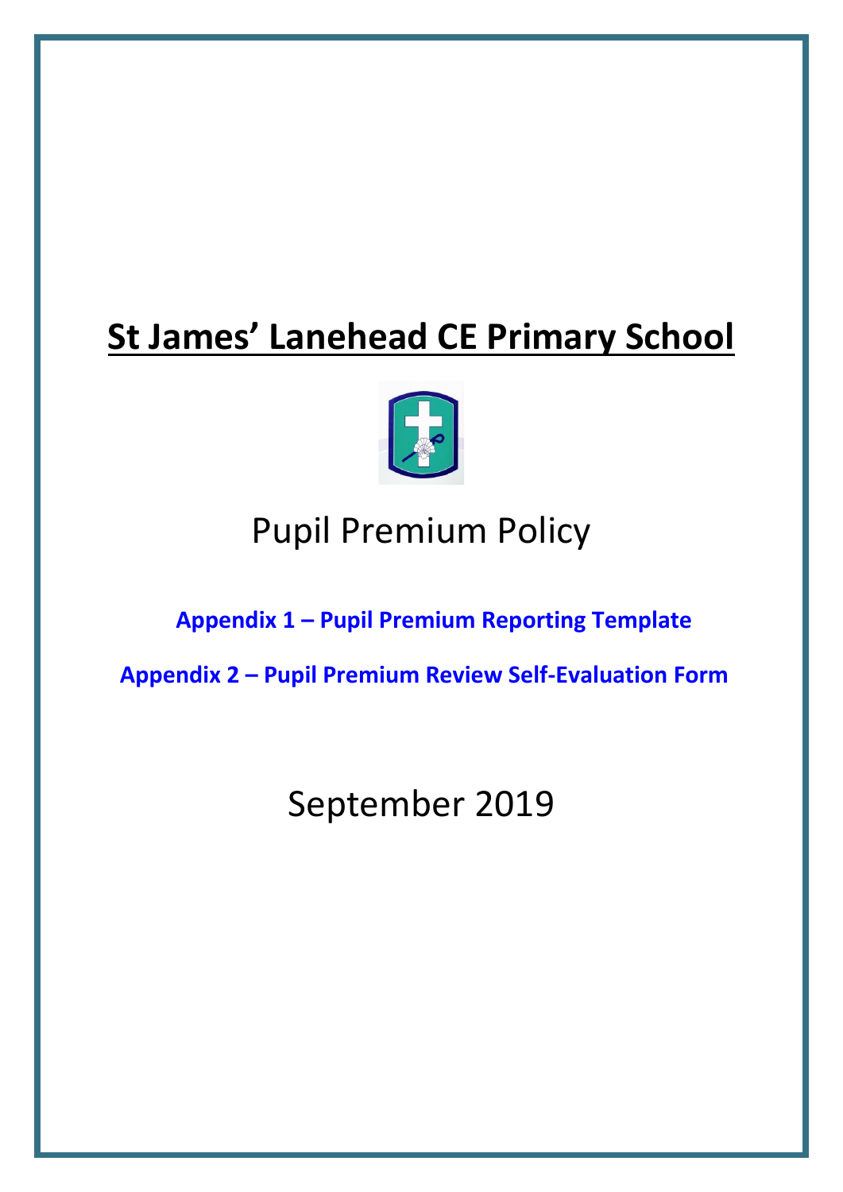# **St James' Lanehead CE Primary School**

Pupil Premium Policy

**Appendix 1 – Pupil Premium Reporting Template**

**Appendix 2 – Pupil Premium Review Self-Evaluation Form**

September 2019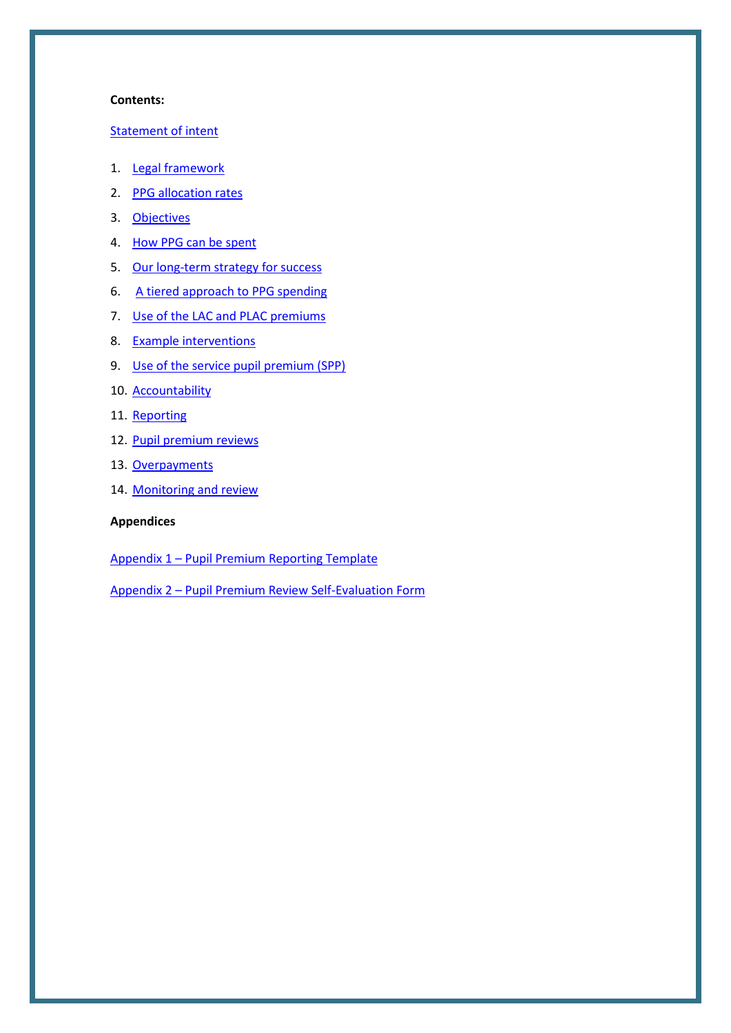**Contents:**

Statement of intent

1. Legal framework
2. PPG allocation rates
3. Objectives
4. How PPG can be spent
5. Our long-term strategy for success
6. A tiered approach to PPG spending
7. Use of the LAC and PLAC premiums
8. Example interventions
9. Use of the service pupil premium (SPP)
10. Accountability
11. Reporting
12. Pupil premium reviews
13. Overpayments
14. Monitoring and review

**Appendices**

Appendix 1 – Pupil Premium Reporting Template

Appendix 2 – Pupil Premium Review Self-Evaluation Form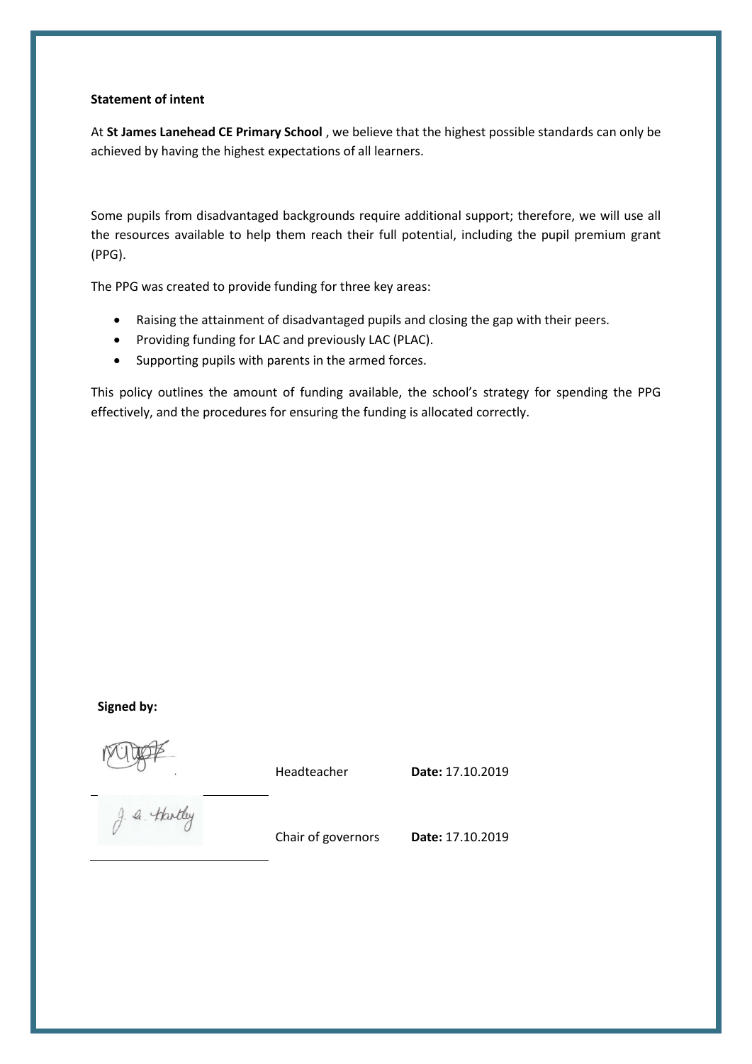**Statement of intent**

At **St James Lanehead CE Primary School** , we believe that the highest possible standards can only be achieved by having the highest expectations of all learners.

Some pupils from disadvantaged backgrounds require additional support; therefore, we will use all the resources available to help them reach their full potential, including the pupil premium grant (PPG).

The PPG was created to provide funding for three key areas:

- Raising the attainment of disadvantaged pupils and closing the gap with their peers.
- Providing funding for LAC and previously LAC (PLAC).
- Supporting pupils with parents in the armed forces.

This policy outlines the amount of funding available, the school's strategy for spending the PPG effectively, and the procedures for ensuring the funding is allocated correctly.

**Signed by:**

| | | |
|---|---|---|
| | Headteacher | **Date:** 17.10.2019 |
| J. A. Hartley | Chair of governors | **Date:** 17.10.2019 |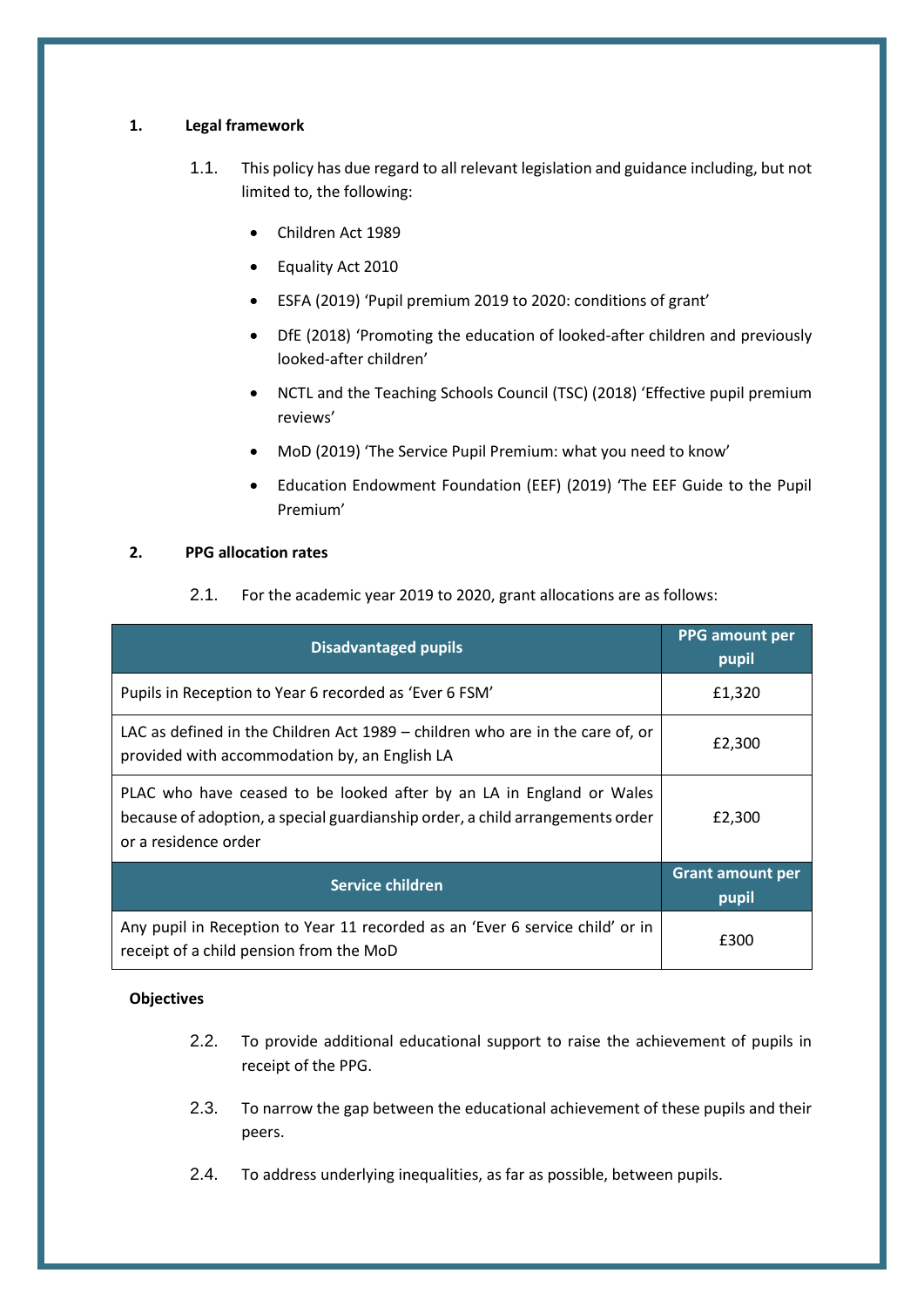## 1. Legal framework

1.1. This policy has due regard to all relevant legislation and guidance including, but not limited to, the following:

- Children Act 1989
- Equality Act 2010
- ESFA (2019) 'Pupil premium 2019 to 2020: conditions of grant'
- DfE (2018) 'Promoting the education of looked-after children and previously looked-after children'
- NCTL and the Teaching Schools Council (TSC) (2018) 'Effective pupil premium reviews'
- MoD (2019) 'The Service Pupil Premium: what you need to know'
- Education Endowment Foundation (EEF) (2019) 'The EEF Guide to the Pupil Premium'

## 2. PPG allocation rates

2.1. For the academic year 2019 to 2020, grant allocations are as follows:

| Disadvantaged pupils | PPG amount per pupil |
|---|---|
| Pupils in Reception to Year 6 recorded as 'Ever 6 FSM' | £1,320 |
| LAC as defined in the Children Act 1989 – children who are in the care of, or provided with accommodation by, an English LA | £2,300 |
| PLAC who have ceased to be looked after by an LA in England or Wales because of adoption, a special guardianship order, a child arrangements order or a residence order | £2,300 |
| **Service children** | **Grant amount per pupil** |
| Any pupil in Reception to Year 11 recorded as an 'Ever 6 service child' or in receipt of a child pension from the MoD | £300 |

**Objectives**

2.2. To provide additional educational support to raise the achievement of pupils in receipt of the PPG.

2.3. To narrow the gap between the educational achievement of these pupils and their peers.

2.4. To address underlying inequalities, as far as possible, between pupils.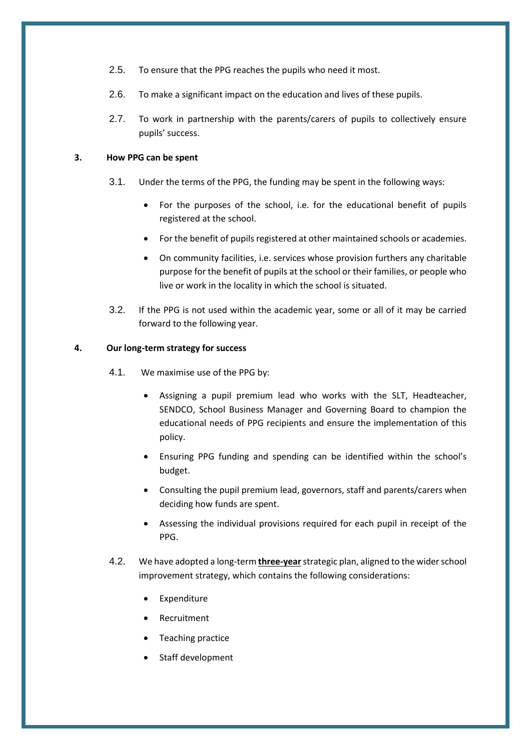2.5. To ensure that the PPG reaches the pupils who need it most.

2.6. To make a significant impact on the education and lives of these pupils.

2.7. To work in partnership with the parents/carers of pupils to collectively ensure pupils' success.

## 3. How PPG can be spent

3.1. Under the terms of the PPG, the funding may be spent in the following ways:

- For the purposes of the school, i.e. for the educational benefit of pupils registered at the school.
- For the benefit of pupils registered at other maintained schools or academies.
- On community facilities, i.e. services whose provision furthers any charitable purpose for the benefit of pupils at the school or their families, or people who live or work in the locality in which the school is situated.

3.2. If the PPG is not used within the academic year, some or all of it may be carried forward to the following year.

## 4. Our long-term strategy for success

4.1. We maximise use of the PPG by:

- Assigning a pupil premium lead who works with the SLT, Headteacher, SENDCO, School Business Manager and Governing Board to champion the educational needs of PPG recipients and ensure the implementation of this policy.
- Ensuring PPG funding and spending can be identified within the school's budget.
- Consulting the pupil premium lead, governors, staff and parents/carers when deciding how funds are spent.
- Assessing the individual provisions required for each pupil in receipt of the PPG.

4.2. We have adopted a long-term **three-year** strategic plan, aligned to the wider school improvement strategy, which contains the following considerations:

- Expenditure
- Recruitment
- Teaching practice
- Staff development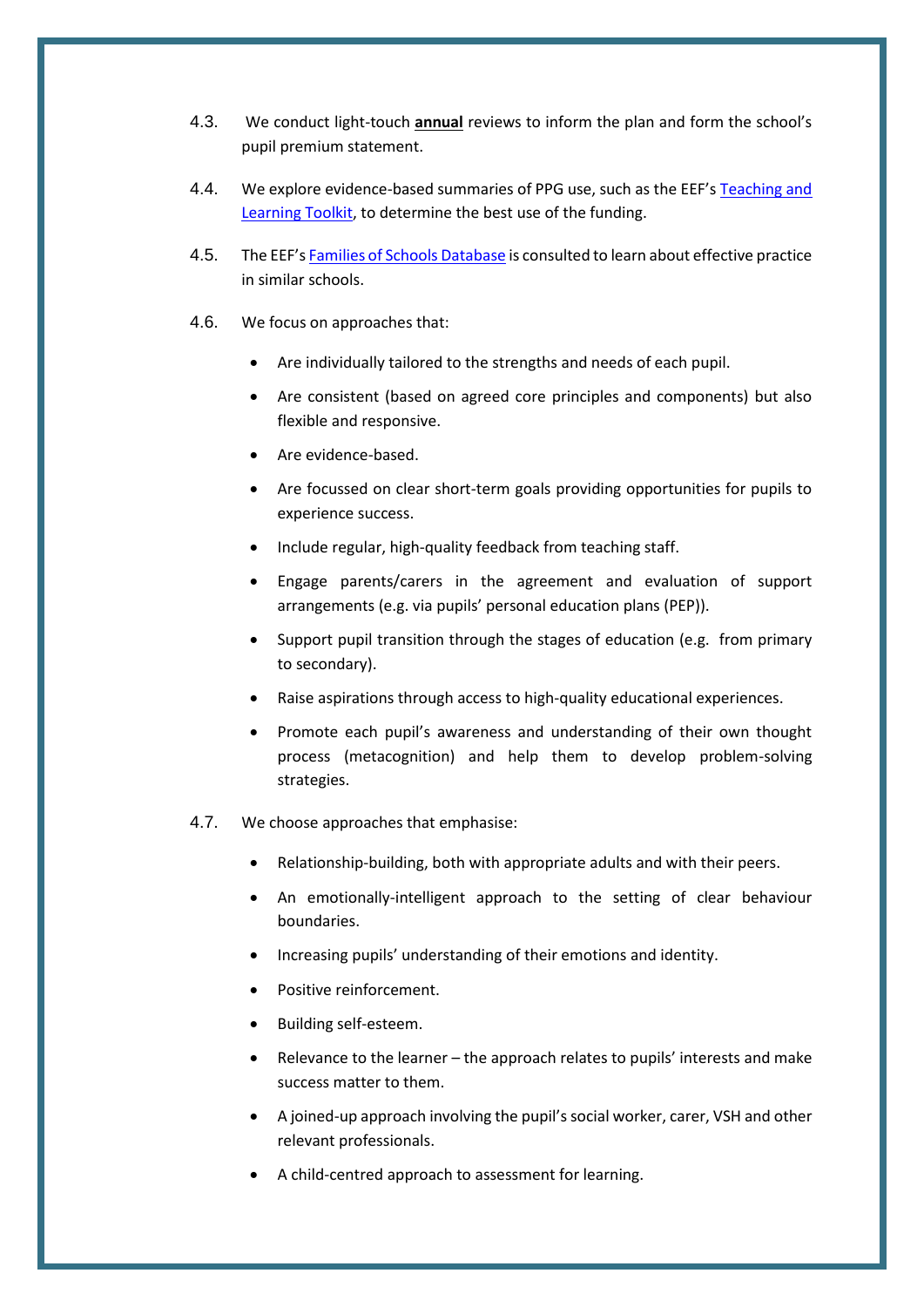4.3. We conduct light-touch **annual** reviews to inform the plan and form the school's pupil premium statement.

4.4. We explore evidence-based summaries of PPG use, such as the EEF's Teaching and Learning Toolkit, to determine the best use of the funding.

4.5. The EEF's Families of Schools Database is consulted to learn about effective practice in similar schools.

4.6. We focus on approaches that:

- Are individually tailored to the strengths and needs of each pupil.
- Are consistent (based on agreed core principles and components) but also flexible and responsive.
- Are evidence-based.
- Are focussed on clear short-term goals providing opportunities for pupils to experience success.
- Include regular, high-quality feedback from teaching staff.
- Engage parents/carers in the agreement and evaluation of support arrangements (e.g. via pupils' personal education plans (PEP)).
- Support pupil transition through the stages of education (e.g. from primary to secondary).
- Raise aspirations through access to high-quality educational experiences.
- Promote each pupil's awareness and understanding of their own thought process (metacognition) and help them to develop problem-solving strategies.

4.7. We choose approaches that emphasise:

- Relationship-building, both with appropriate adults and with their peers.
- An emotionally-intelligent approach to the setting of clear behaviour boundaries.
- Increasing pupils' understanding of their emotions and identity.
- Positive reinforcement.
- Building self-esteem.
- Relevance to the learner – the approach relates to pupils' interests and make success matter to them.
- A joined-up approach involving the pupil's social worker, carer, VSH and other relevant professionals.
- A child-centred approach to assessment for learning.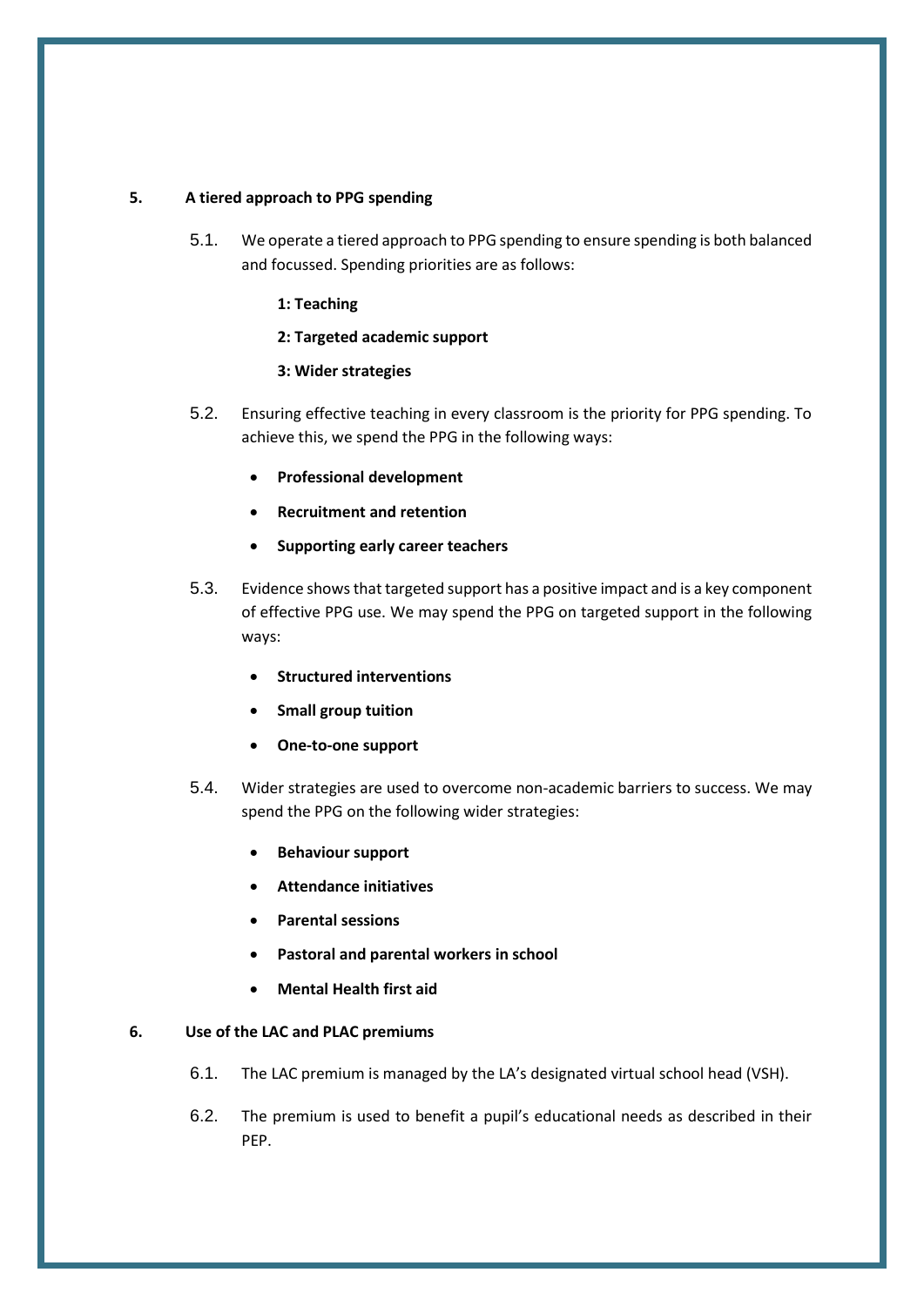## 5. A tiered approach to PPG spending

5.1. We operate a tiered approach to PPG spending to ensure spending is both balanced and focussed. Spending priorities are as follows:

**1: Teaching**

**2: Targeted academic support**

**3: Wider strategies**

5.2. Ensuring effective teaching in every classroom is the priority for PPG spending. To achieve this, we spend the PPG in the following ways:

- **Professional development**
- **Recruitment and retention**
- **Supporting early career teachers**

5.3. Evidence shows that targeted support has a positive impact and is a key component of effective PPG use. We may spend the PPG on targeted support in the following ways:

- **Structured interventions**
- **Small group tuition**
- **One-to-one support**

5.4. Wider strategies are used to overcome non-academic barriers to success. We may spend the PPG on the following wider strategies:

- **Behaviour support**
- **Attendance initiatives**
- **Parental sessions**
- **Pastoral and parental workers in school**
- **Mental Health first aid**

## 6. Use of the LAC and PLAC premiums

6.1. The LAC premium is managed by the LA's designated virtual school head (VSH).

6.2. The premium is used to benefit a pupil's educational needs as described in their PEP.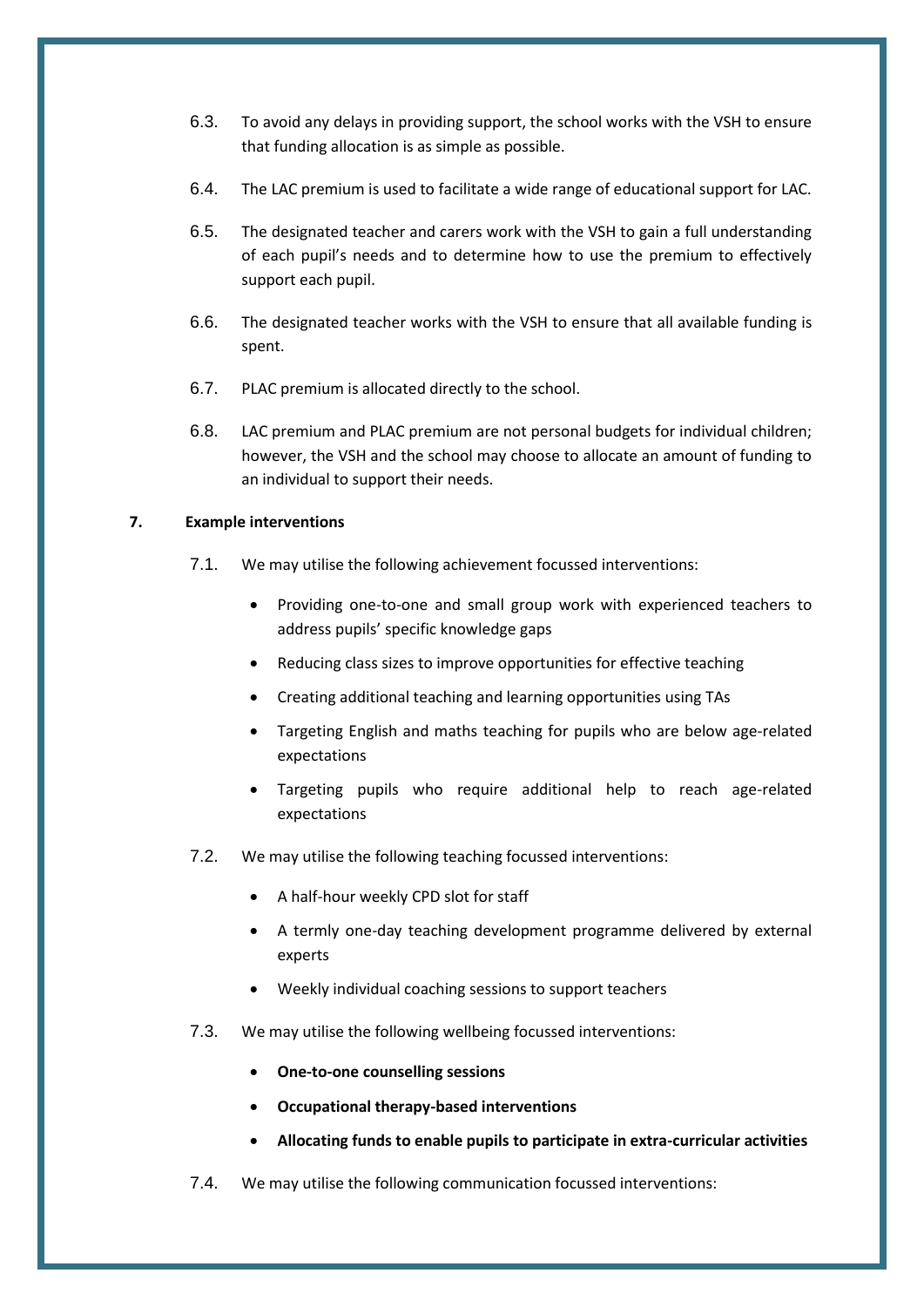6.3. To avoid any delays in providing support, the school works with the VSH to ensure that funding allocation is as simple as possible.

6.4. The LAC premium is used to facilitate a wide range of educational support for LAC.

6.5. The designated teacher and carers work with the VSH to gain a full understanding of each pupil's needs and to determine how to use the premium to effectively support each pupil.

6.6. The designated teacher works with the VSH to ensure that all available funding is spent.

6.7. PLAC premium is allocated directly to the school.

6.8. LAC premium and PLAC premium are not personal budgets for individual children; however, the VSH and the school may choose to allocate an amount of funding to an individual to support their needs.

## 7. Example interventions

7.1. We may utilise the following achievement focussed interventions:

- Providing one-to-one and small group work with experienced teachers to address pupils' specific knowledge gaps
- Reducing class sizes to improve opportunities for effective teaching
- Creating additional teaching and learning opportunities using TAs
- Targeting English and maths teaching for pupils who are below age-related expectations
- Targeting pupils who require additional help to reach age-related expectations

7.2. We may utilise the following teaching focussed interventions:

- A half-hour weekly CPD slot for staff
- A termly one-day teaching development programme delivered by external experts
- Weekly individual coaching sessions to support teachers

7.3. We may utilise the following wellbeing focussed interventions:

- **One-to-one counselling sessions**
- **Occupational therapy-based interventions**
- **Allocating funds to enable pupils to participate in extra-curricular activities**

7.4. We may utilise the following communication focussed interventions: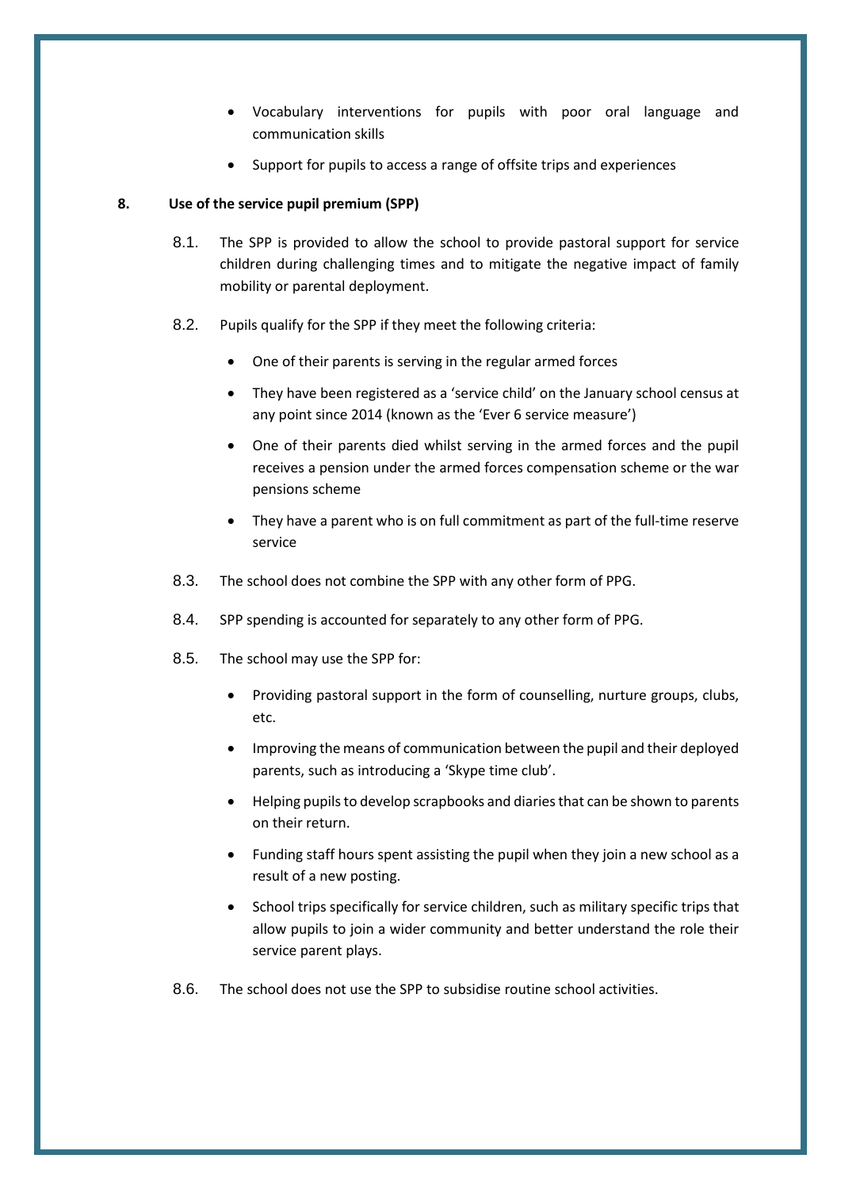- Vocabulary interventions for pupils with poor oral language and communication skills
- Support for pupils to access a range of offsite trips and experiences

## 8. Use of the service pupil premium (SPP)

8.1. The SPP is provided to allow the school to provide pastoral support for service children during challenging times and to mitigate the negative impact of family mobility or parental deployment.

8.2. Pupils qualify for the SPP if they meet the following criteria:

- One of their parents is serving in the regular armed forces
- They have been registered as a 'service child' on the January school census at any point since 2014 (known as the 'Ever 6 service measure')
- One of their parents died whilst serving in the armed forces and the pupil receives a pension under the armed forces compensation scheme or the war pensions scheme
- They have a parent who is on full commitment as part of the full-time reserve service

8.3. The school does not combine the SPP with any other form of PPG.

8.4. SPP spending is accounted for separately to any other form of PPG.

8.5. The school may use the SPP for:

- Providing pastoral support in the form of counselling, nurture groups, clubs, etc.
- Improving the means of communication between the pupil and their deployed parents, such as introducing a 'Skype time club'.
- Helping pupils to develop scrapbooks and diaries that can be shown to parents on their return.
- Funding staff hours spent assisting the pupil when they join a new school as a result of a new posting.
- School trips specifically for service children, such as military specific trips that allow pupils to join a wider community and better understand the role their service parent plays.

8.6. The school does not use the SPP to subsidise routine school activities.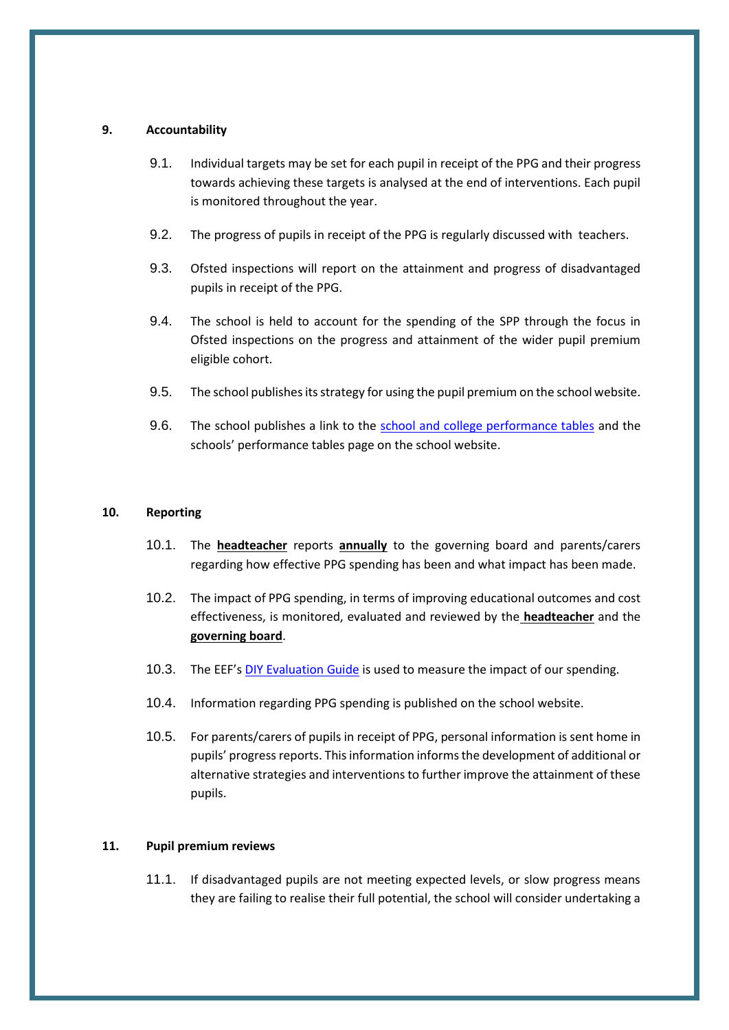## 9. Accountability

9.1. Individual targets may be set for each pupil in receipt of the PPG and their progress towards achieving these targets is analysed at the end of interventions. Each pupil is monitored throughout the year.

9.2. The progress of pupils in receipt of the PPG is regularly discussed with teachers.

9.3. Ofsted inspections will report on the attainment and progress of disadvantaged pupils in receipt of the PPG.

9.4. The school is held to account for the spending of the SPP through the focus in Ofsted inspections on the progress and attainment of the wider pupil premium eligible cohort.

9.5. The school publishes its strategy for using the pupil premium on the school website.

9.6. The school publishes a link to the school and college performance tables and the schools' performance tables page on the school website.

## 10. Reporting

10.1. The **headteacher** reports **annually** to the governing board and parents/carers regarding how effective PPG spending has been and what impact has been made.

10.2. The impact of PPG spending, in terms of improving educational outcomes and cost effectiveness, is monitored, evaluated and reviewed by the **headteacher** and the **governing board**.

10.3. The EEF's DIY Evaluation Guide is used to measure the impact of our spending.

10.4. Information regarding PPG spending is published on the school website.

10.5. For parents/carers of pupils in receipt of PPG, personal information is sent home in pupils' progress reports. This information informs the development of additional or alternative strategies and interventions to further improve the attainment of these pupils.

## 11. Pupil premium reviews

11.1. If disadvantaged pupils are not meeting expected levels, or slow progress means they are failing to realise their full potential, the school will consider undertaking a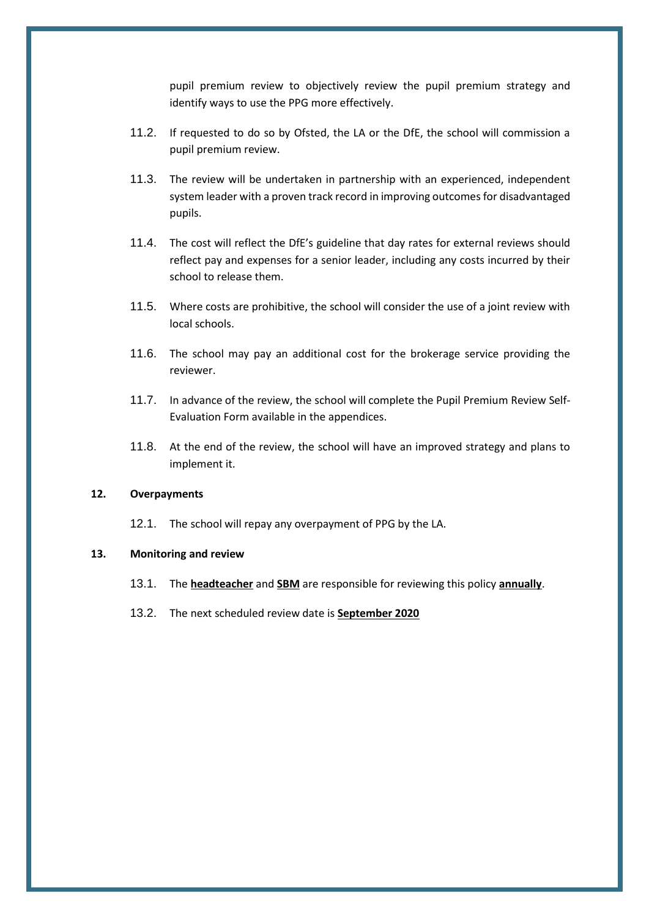pupil premium review to objectively review the pupil premium strategy and identify ways to use the PPG more effectively.

11.2. If requested to do so by Ofsted, the LA or the DfE, the school will commission a pupil premium review.

11.3. The review will be undertaken in partnership with an experienced, independent system leader with a proven track record in improving outcomes for disadvantaged pupils.

11.4. The cost will reflect the DfE's guideline that day rates for external reviews should reflect pay and expenses for a senior leader, including any costs incurred by their school to release them.

11.5. Where costs are prohibitive, the school will consider the use of a joint review with local schools.

11.6. The school may pay an additional cost for the brokerage service providing the reviewer.

11.7. In advance of the review, the school will complete the Pupil Premium Review Self-Evaluation Form available in the appendices.

11.8. At the end of the review, the school will have an improved strategy and plans to implement it.

## 12. Overpayments

12.1. The school will repay any overpayment of PPG by the LA.

## 13. Monitoring and review

13.1. The **headteacher** and **SBM** are responsible for reviewing this policy **annually**.

13.2. The next scheduled review date is **September 2020**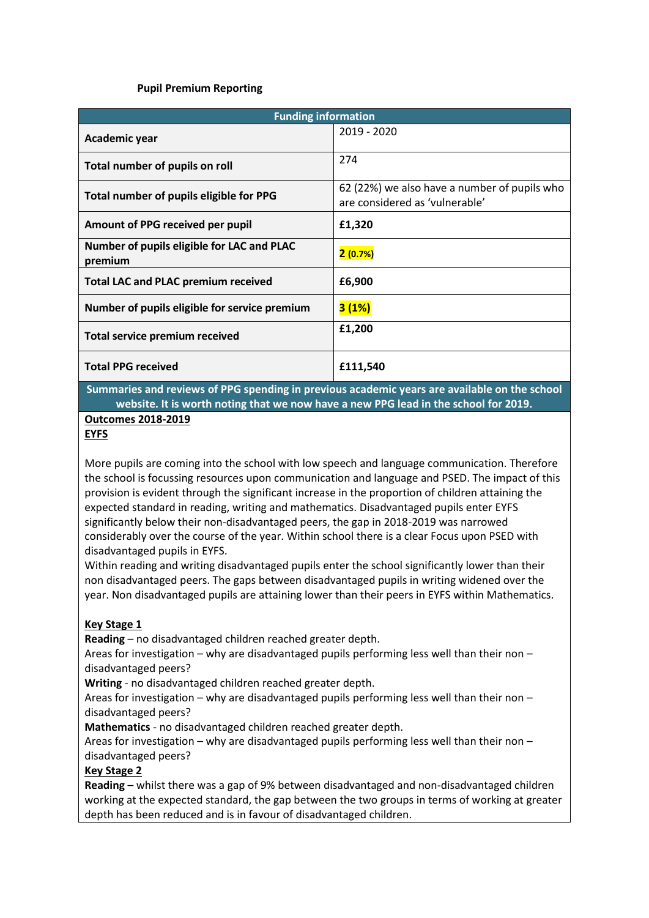**Pupil Premium Reporting**

| Funding information | |
|---|---|
| **Academic year** | 2019 - 2020 |
| **Total number of pupils on roll** | 274 |
| **Total number of pupils eligible for PPG** | 62 (22%) we also have a number of pupils who are considered as 'vulnerable' |
| **Amount of PPG received per pupil** | **£1,320** |
| **Number of pupils eligible for LAC and PLAC premium** | **2 (0.7%)** |
| **Total LAC and PLAC premium received** | **£6,900** |
| **Number of pupils eligible for service premium** | **3 (1%)** |
| **Total service premium received** | **£1,200** |
| **Total PPG received** | **£111,540** |

**Summaries and reviews of PPG spending in previous academic years are available on the school website. It is worth noting that we now have a new PPG lead in the school for 2019.**

**Outcomes 2018-2019**

**EYFS**

More pupils are coming into the school with low speech and language communication. Therefore the school is focussing resources upon communication and language and PSED. The impact of this provision is evident through the significant increase in the proportion of children attaining the expected standard in reading, writing and mathematics. Disadvantaged pupils enter EYFS significantly below their non-disadvantaged peers, the gap in 2018-2019 was narrowed considerably over the course of the year. Within school there is a clear Focus upon PSED with disadvantaged pupils in EYFS.

Within reading and writing disadvantaged pupils enter the school significantly lower than their non disadvantaged peers. The gaps between disadvantaged pupils in writing widened over the year. Non disadvantaged pupils are attaining lower than their peers in EYFS within Mathematics.

**Key Stage 1**

**Reading** – no disadvantaged children reached greater depth.

Areas for investigation – why are disadvantaged pupils performing less well than their non – disadvantaged peers?

**Writing** - no disadvantaged children reached greater depth.

Areas for investigation – why are disadvantaged pupils performing less well than their non – disadvantaged peers?

**Mathematics** - no disadvantaged children reached greater depth.

Areas for investigation – why are disadvantaged pupils performing less well than their non – disadvantaged peers?

**Key Stage 2**

**Reading** – whilst there was a gap of 9% between disadvantaged and non-disadvantaged children working at the expected standard, the gap between the two groups in terms of working at greater depth has been reduced and is in favour of disadvantaged children.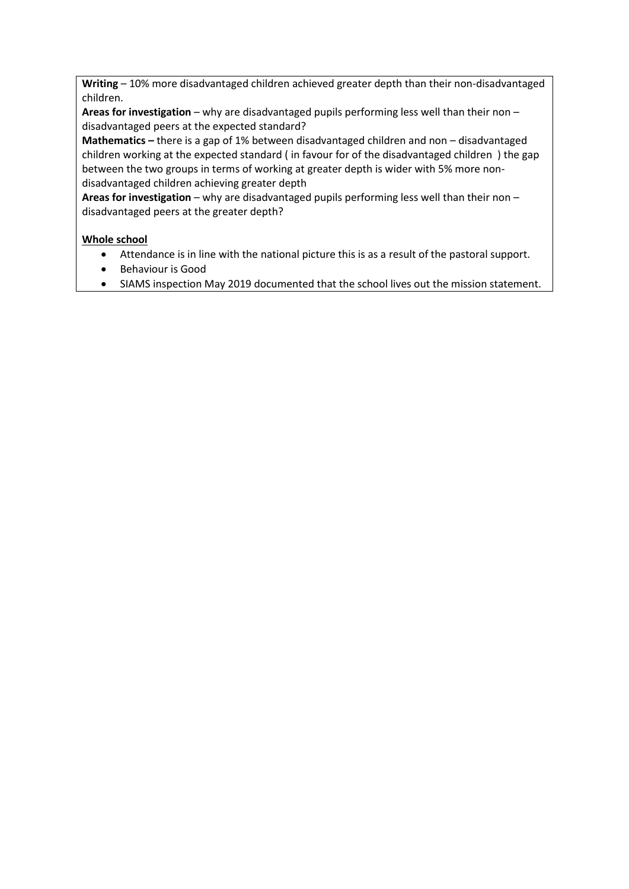**Writing** – 10% more disadvantaged children achieved greater depth than their non-disadvantaged children.

**Areas for investigation** – why are disadvantaged pupils performing less well than their non – disadvantaged peers at the expected standard?

**Mathematics –** there is a gap of 1% between disadvantaged children and non – disadvantaged children working at the expected standard ( in favour for of the disadvantaged children ) the gap between the two groups in terms of working at greater depth is wider with 5% more non-disadvantaged children achieving greater depth

**Areas for investigation** – why are disadvantaged pupils performing less well than their non – disadvantaged peers at the greater depth?

**Whole school**

- Attendance is in line with the national picture this is as a result of the pastoral support.
- Behaviour is Good
- SIAMS inspection May 2019 documented that the school lives out the mission statement.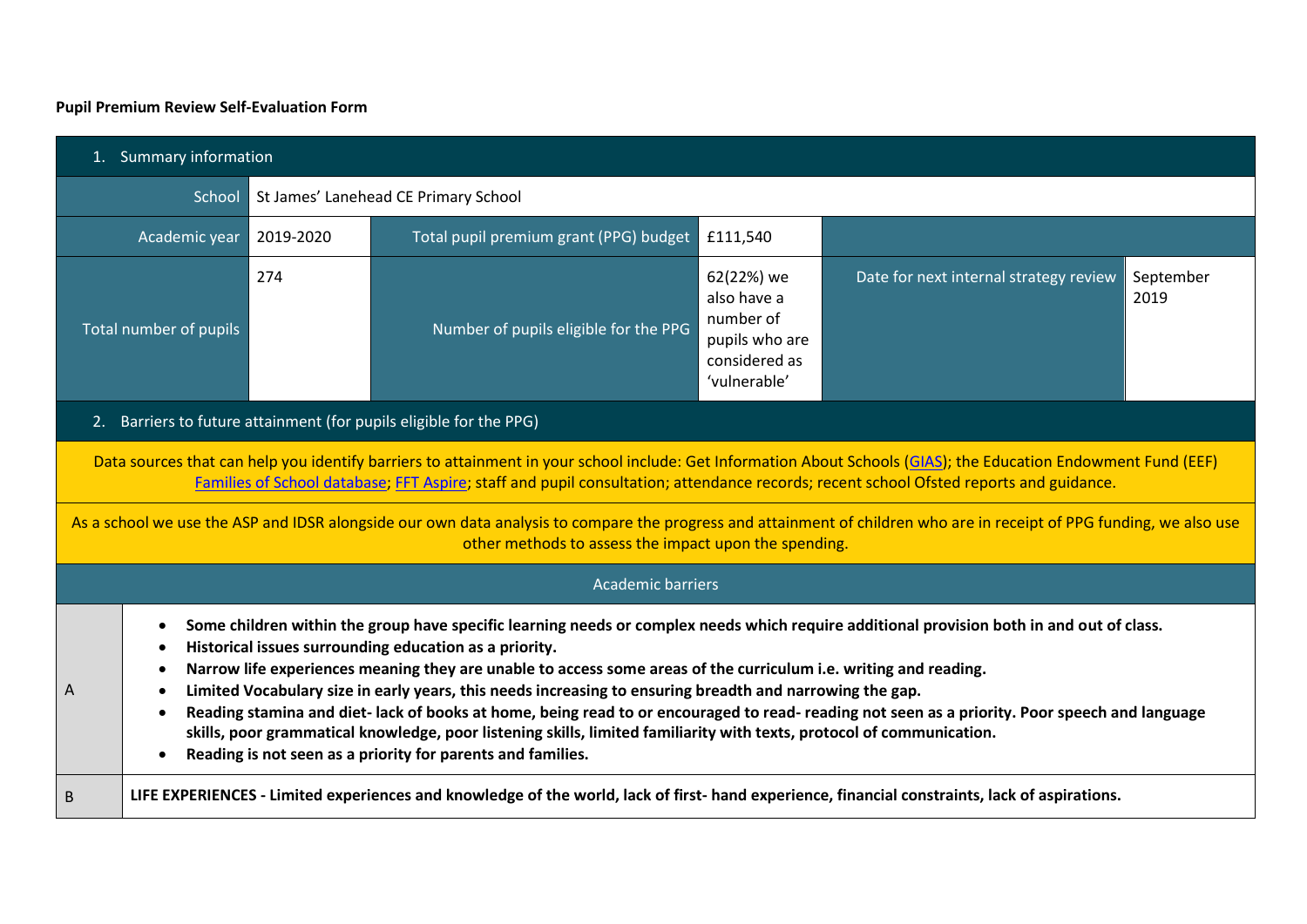**Pupil Premium Review Self-Evaluation Form**

| 1. Summary information | | | | | |
|---|---|---|---|---|---|
| School | St James' Lanehead CE Primary School | | | | |
| Academic year | 2019-2020 | Total pupil premium grant (PPG) budget | £111,540 | | |
| Total number of pupils | 274 | Number of pupils eligible for the PPG | 62(22%) we also have a number of pupils who are considered as 'vulnerable' | Date for next internal strategy review | September 2019 |

| 2. Barriers to future attainment (for pupils eligible for the PPG) | |
|---|---|
| Data sources that can help you identify barriers to attainment in your school include: Get Information About Schools (GIAS); the Education Endowment Fund (EEF) Families of School database; FFT Aspire; staff and pupil consultation; attendance records; recent school Ofsted reports and guidance. | |
| As a school we use the ASP and IDSR alongside our own data analysis to compare the progress and attainment of children who are in receipt of PPG funding, we also use other methods to assess the impact upon the spending. | |
| Academic barriers | |
| A | • **Some children within the group have specific learning needs or complex needs which require additional provision both in and out of class.**<br>• **Historical issues surrounding education as a priority.**<br>• **Narrow life experiences meaning they are unable to access some areas of the curriculum i.e. writing and reading.**<br>• **Limited Vocabulary size in early years, this needs increasing to ensuring breadth and narrowing the gap.**<br>• **Reading stamina and diet- lack of books at home, being read to or encouraged to read- reading not seen as a priority. Poor speech and language skills, poor grammatical knowledge, poor listening skills, limited familiarity with texts, protocol of communication.**<br>• **Reading is not seen as a priority for parents and families.** |
| B | **LIFE EXPERIENCES - Limited experiences and knowledge of the world, lack of first- hand experience, financial constraints, lack of aspirations.** |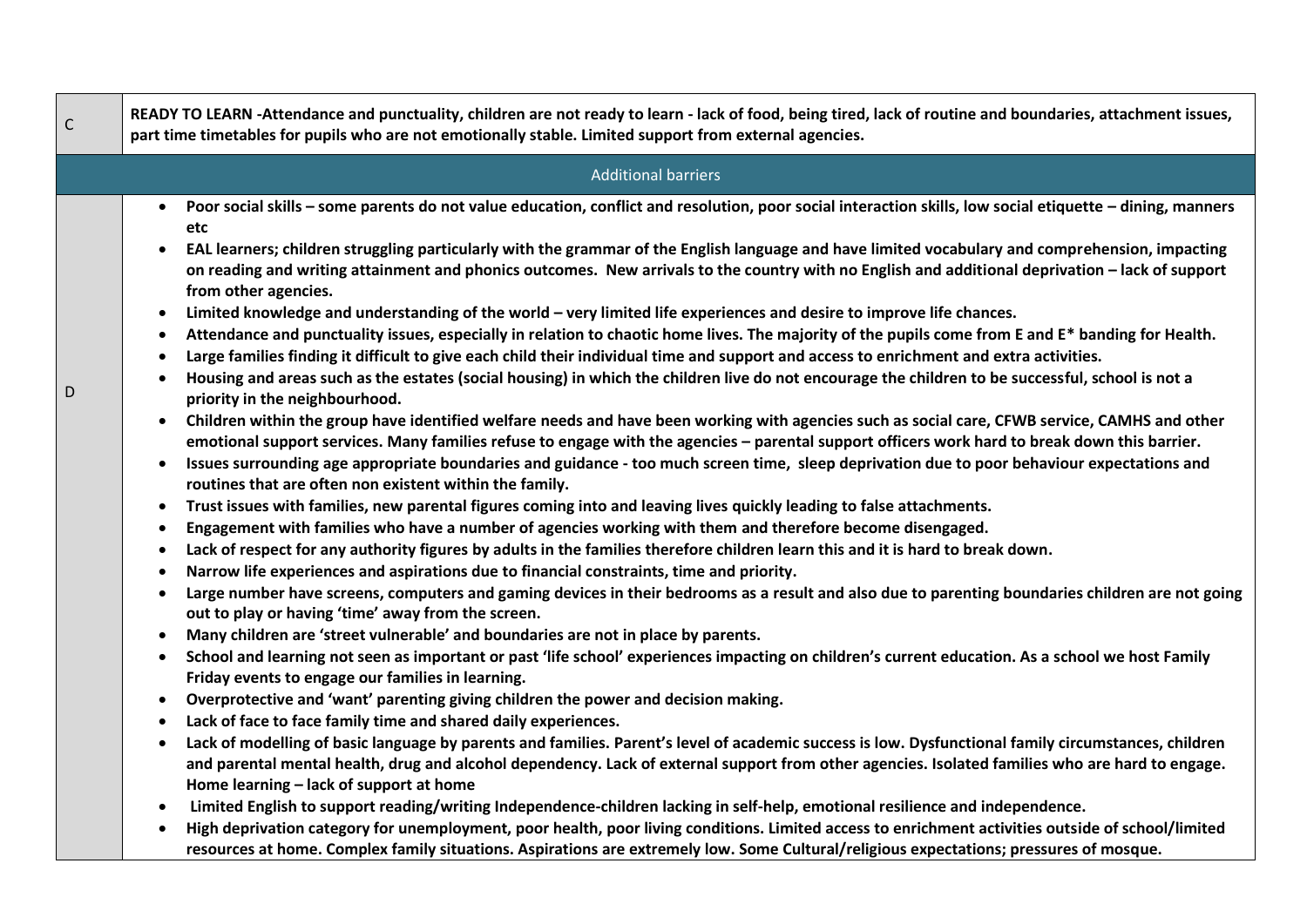| | |
|---|---|
| C | **READY TO LEARN -Attendance and punctuality, children are not ready to learn - lack of food, being tired, lack of routine and boundaries, attachment issues, part time timetables for pupils who are not emotionally stable. Limited support from external agencies.** |
| | Additional barriers |
| D | • **Poor social skills – some parents do not value education, conflict and resolution, poor social interaction skills, low social etiquette – dining, manners etc**<br>• **EAL learners; children struggling particularly with the grammar of the English language and have limited vocabulary and comprehension, impacting on reading and writing attainment and phonics outcomes. New arrivals to the country with no English and additional deprivation – lack of support from other agencies.**<br>• **Limited knowledge and understanding of the world – very limited life experiences and desire to improve life chances.**<br>• **Attendance and punctuality issues, especially in relation to chaotic home lives. The majority of the pupils come from E and E* banding for Health.**<br>• **Large families finding it difficult to give each child their individual time and support and access to enrichment and extra activities.**<br>• **Housing and areas such as the estates (social housing) in which the children live do not encourage the children to be successful, school is not a priority in the neighbourhood.**<br>• **Children within the group have identified welfare needs and have been working with agencies such as social care, CFWB service, CAMHS and other emotional support services. Many families refuse to engage with the agencies – parental support officers work hard to break down this barrier.**<br>• **Issues surrounding age appropriate boundaries and guidance - too much screen time, sleep deprivation due to poor behaviour expectations and routines that are often non existent within the family.**<br>• **Trust issues with families, new parental figures coming into and leaving lives quickly leading to false attachments.**<br>• **Engagement with families who have a number of agencies working with them and therefore become disengaged.**<br>• **Lack of respect for any authority figures by adults in the families therefore children learn this and it is hard to break down.**<br>• **Narrow life experiences and aspirations due to financial constraints, time and priority.**<br>• **Large number have screens, computers and gaming devices in their bedrooms as a result and also due to parenting boundaries children are not going out to play or having 'time' away from the screen.**<br>• **Many children are 'street vulnerable' and boundaries are not in place by parents.**<br>• **School and learning not seen as important or past 'life school' experiences impacting on children's current education. As a school we host Family Friday events to engage our families in learning.**<br>• **Overprotective and 'want' parenting giving children the power and decision making.**<br>• **Lack of face to face family time and shared daily experiences.**<br>• **Lack of modelling of basic language by parents and families. Parent's level of academic success is low. Dysfunctional family circumstances, children and parental mental health, drug and alcohol dependency. Lack of external support from other agencies. Isolated families who are hard to engage. Home learning – lack of support at home**<br>• **Limited English to support reading/writing Independence-children lacking in self-help, emotional resilience and independence.**<br>• **High deprivation category for unemployment, poor health, poor living conditions. Limited access to enrichment activities outside of school/limited resources at home. Complex family situations. Aspirations are extremely low. Some Cultural/religious expectations; pressures of mosque.** |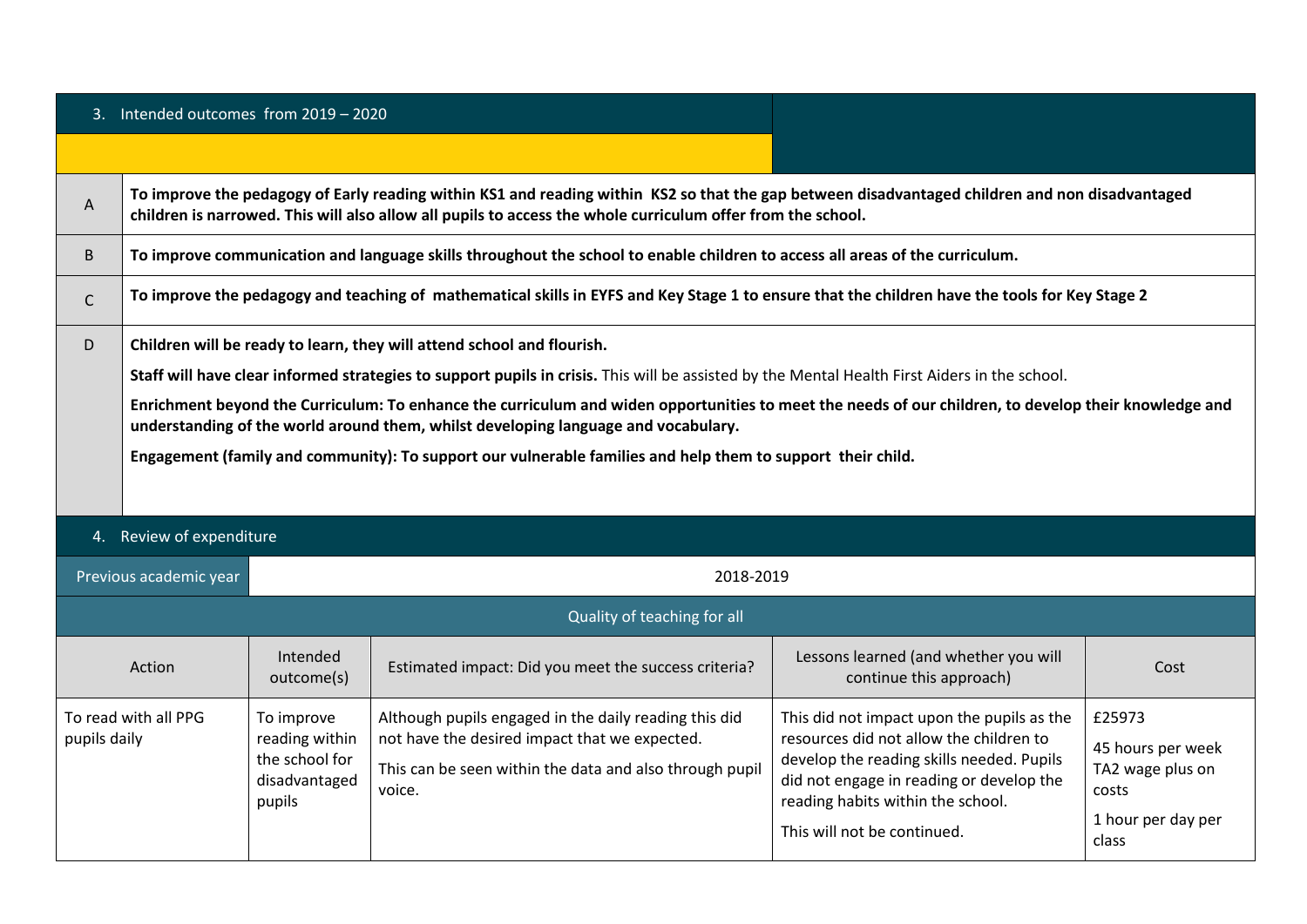## 3. Intended outcomes from 2019 – 2020

| | |
|---|---|
| A | **To improve the pedagogy of Early reading within KS1 and reading within KS2 so that the gap between disadvantaged children and non disadvantaged children is narrowed. This will also allow all pupils to access the whole curriculum offer from the school.** |
| B | **To improve communication and language skills throughout the school to enable children to access all areas of the curriculum.** |
| C | **To improve the pedagogy and teaching of mathematical skills in EYFS and Key Stage 1 to ensure that the children have the tools for Key Stage 2** |
| D | **Children will be ready to learn, they will attend school and flourish.**<br><br>**Staff will have clear informed strategies to support pupils in crisis.** This will be assisted by the Mental Health First Aiders in the school.<br><br>**Enrichment beyond the Curriculum: To enhance the curriculum and widen opportunities to meet the needs of our children, to develop their knowledge and understanding of the world around them, whilst developing language and vocabulary.**<br><br>**Engagement (family and community): To support our vulnerable families and help them to support their child.** |

## 4. Review of expenditure

| Previous academic year | 2018-2019 |
|---|---|

**Quality of teaching for all**

| Action | Intended outcome(s) | Estimated impact: Did you meet the success criteria? | Lessons learned (and whether you will continue this approach) | Cost |
|---|---|---|---|---|
| To read with all PPG pupils daily | To improve reading within the school for disadvantaged pupils | Although pupils engaged in the daily reading this did not have the desired impact that we expected.<br><br>This can be seen within the data and also through pupil voice. | This did not impact upon the pupils as the resources did not allow the children to develop the reading skills needed. Pupils did not engage in reading or develop the reading habits within the school.<br><br>This will not be continued. | £25973<br><br>45 hours per week TA2 wage plus on costs<br><br>1 hour per day per class |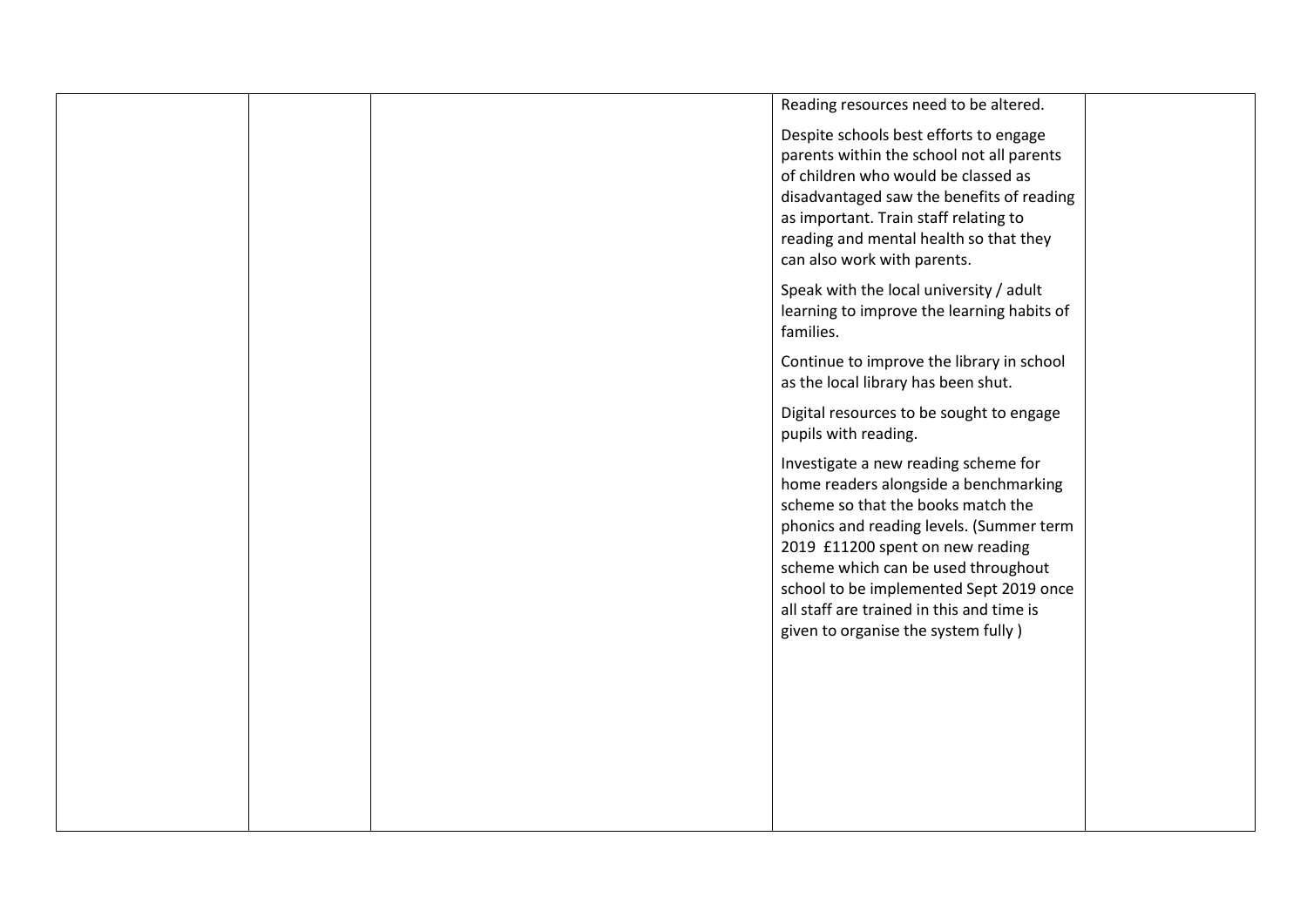|  |  |  | Reading resources need to be altered.<br><br>Despite schools best efforts to engage parents within the school not all parents of children who would be classed as disadvantaged saw the benefits of reading as important. Train staff relating to reading and mental health so that they can also work with parents.<br><br>Speak with the local university / adult learning to improve the learning habits of families.<br><br>Continue to improve the library in school as the local library has been shut.<br><br>Digital resources to be sought to engage pupils with reading.<br><br>Investigate a new reading scheme for home readers alongside a benchmarking scheme so that the books match the phonics and reading levels. (Summer term 2019 £11200 spent on new reading scheme which can be used throughout school to be implemented Sept 2019 once all staff are trained in this and time is given to organise the system fully ) |  |
|---|---|---|---|---|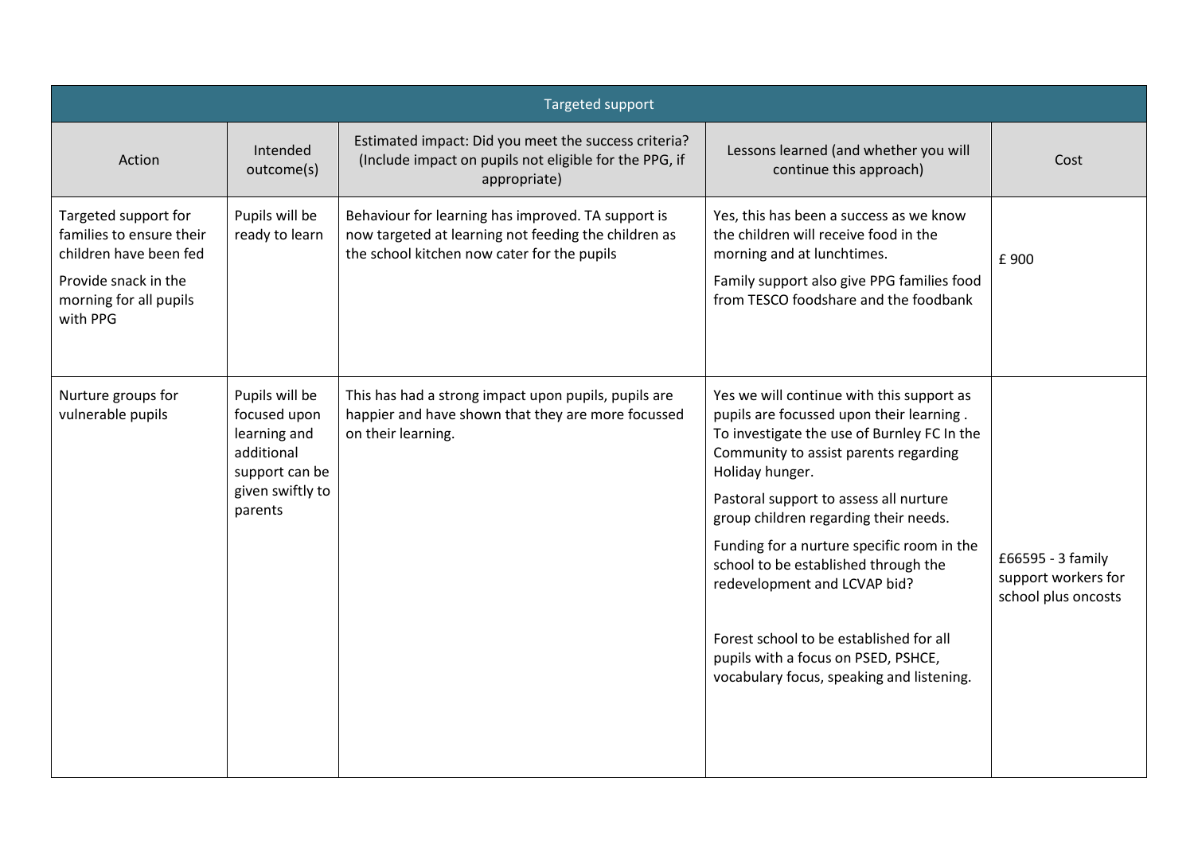| Targeted support | | | | |
|---|---|---|---|---|
| Action | Intended outcome(s) | Estimated impact: Did you meet the success criteria? (Include impact on pupils not eligible for the PPG, if appropriate) | Lessons learned (and whether you will continue this approach) | Cost |
| Targeted support for families to ensure their children have been fed<br><br>Provide snack in the morning for all pupils with PPG | Pupils will be ready to learn | Behaviour for learning has improved. TA support is now targeted at learning not feeding the children as the school kitchen now cater for the pupils | Yes, this has been a success as we know the children will receive food in the morning and at lunchtimes.<br><br>Family support also give PPG families food from TESCO foodshare and the foodbank | £ 900 |
| Nurture groups for vulnerable pupils | Pupils will be focused upon learning and additional support can be given swiftly to parents | This has had a strong impact upon pupils, pupils are happier and have shown that they are more focussed on their learning. | Yes we will continue with this support as pupils are focussed upon their learning . To investigate the use of Burnley FC In the Community to assist parents regarding Holiday hunger.<br><br>Pastoral support to assess all nurture group children regarding their needs.<br><br>Funding for a nurture specific room in the school to be established through the redevelopment and LCVAP bid?<br><br>Forest school to be established for all pupils with a focus on PSED, PSHCE, vocabulary focus, speaking and listening. | £66595 - 3 family support workers for school plus oncosts |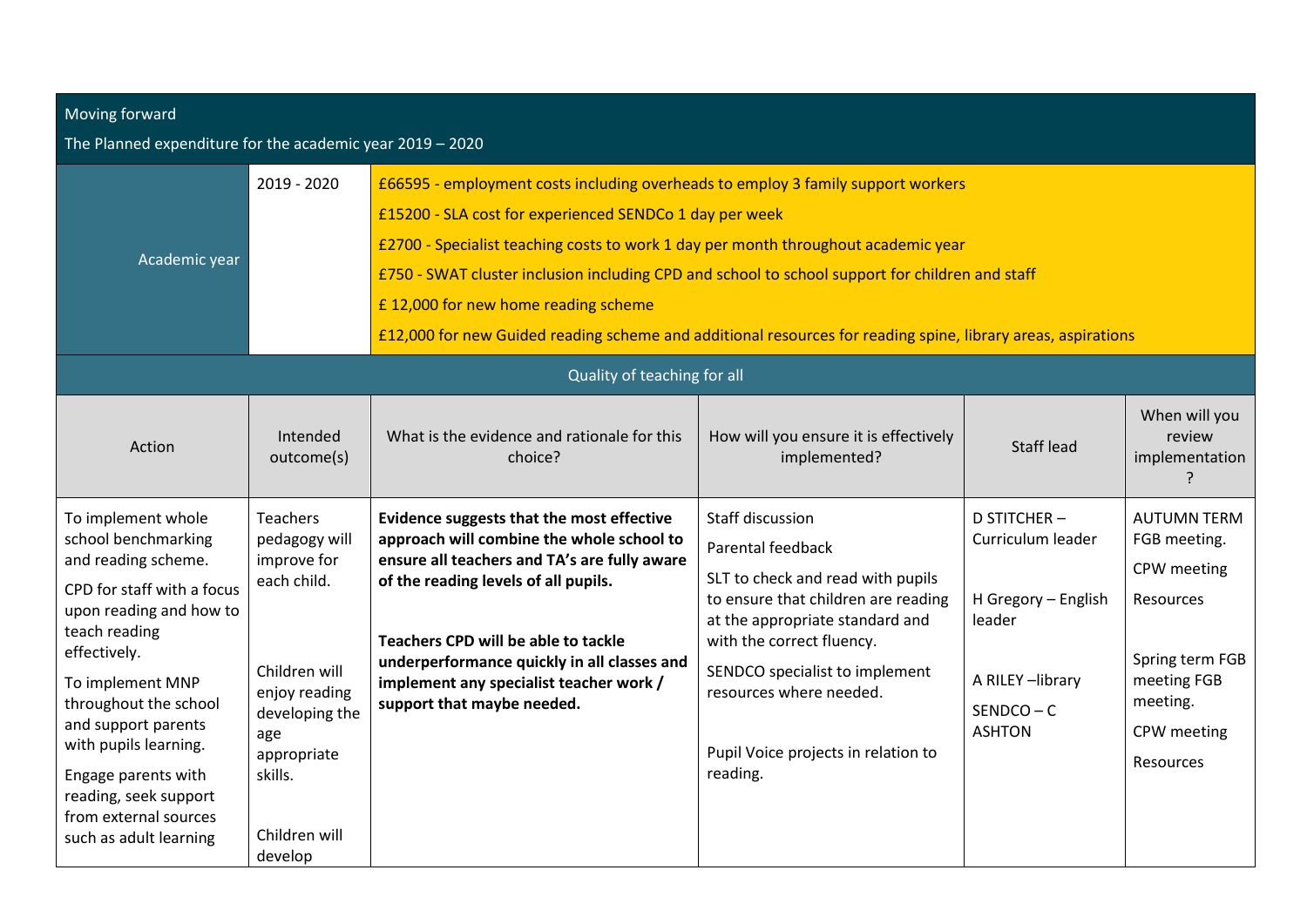Moving forward

The Planned expenditure for the academic year 2019 – 2020

| Academic year | 2019 - 2020 | £66595 - employment costs including overheads to employ 3 family support workers<br>£15200 - SLA cost for experienced SENDCo 1 day per week<br>£2700 - Specialist teaching costs to work 1 day per month throughout academic year<br>£750 - SWAT cluster inclusion including CPD and school to school support for children and staff<br>£ 12,000 for new home reading scheme<br>£12,000 for new Guided reading scheme and additional resources for reading spine, library areas, aspirations |
|---|---|---|

Quality of teaching for all

| Action | Intended outcome(s) | What is the evidence and rationale for this choice? | How will you ensure it is effectively implemented? | Staff lead | When will you review implementation ? |
|---|---|---|---|---|---|
| To implement whole school benchmarking and reading scheme.<br>CPD for staff with a focus upon reading and how to teach reading effectively.<br>To implement MNP throughout the school and support parents with pupils learning.<br>Engage parents with reading, seek support from external sources such as adult learning | Teachers pedagogy will improve for each child.<br><br>Children will enjoy reading developing the age appropriate skills.<br><br>Children will develop | **Evidence suggests that the most effective approach will combine the whole school to ensure all teachers and TA's are fully aware of the reading levels of all pupils.**<br><br>**Teachers CPD will be able to tackle underperformance quickly in all classes and implement any specialist teacher work / support that maybe needed.** | Staff discussion<br>Parental feedback<br>SLT to check and read with pupils to ensure that children are reading at the appropriate standard and with the correct fluency.<br>SENDCO specialist to implement resources where needed.<br><br>Pupil Voice projects in relation to reading. | D STITCHER – Curriculum leader<br><br>H Gregory – English leader<br><br>A RILEY –library<br>SENDCO – C ASHTON | AUTUMN TERM FGB meeting.<br>CPW meeting<br>Resources<br><br>Spring term FGB meeting FGB meeting.<br>CPW meeting<br>Resources |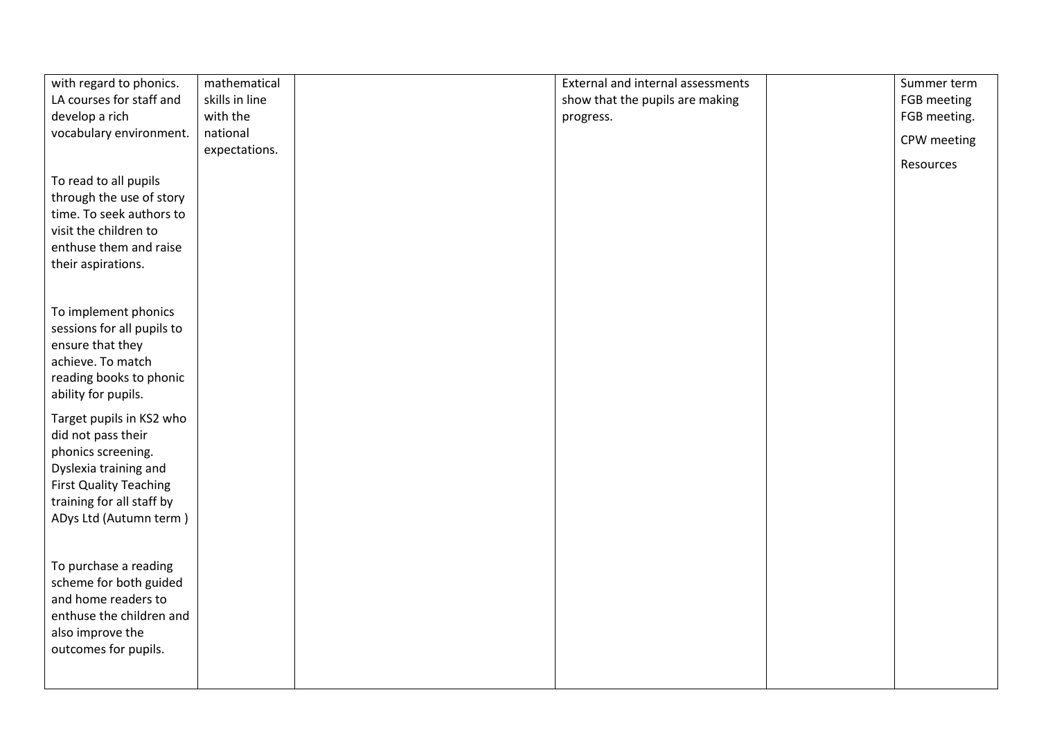| | | | | | |
|---|---|---|---|---|---|
| with regard to phonics. LA courses for staff and develop a rich vocabulary environment.<br><br>To read to all pupils through the use of story time. To seek authors to visit the children to enthuse them and raise their aspirations.<br><br>To implement phonics sessions for all pupils to ensure that they achieve. To match reading books to phonic ability for pupils.<br><br>Target pupils in KS2 who did not pass their phonics screening. Dyslexia training and First Quality Teaching training for all staff by ADys Ltd (Autumn term )<br><br>To purchase a reading scheme for both guided and home readers to enthuse the children and also improve the outcomes for pupils. | mathematical skills in line with the national expectations. | | External and internal assessments show that the pupils are making progress. | | Summer term FGB meeting FGB meeting.<br><br>CPW meeting<br><br>Resources |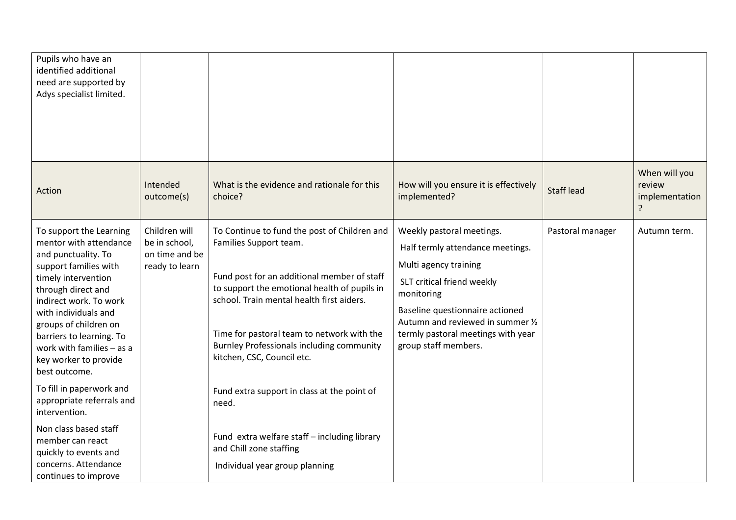| | | | | | |
|---|---|---|---|---|---|
| Pupils who have an identified additional need are supported by Adys specialist limited. | | | | | |

| Action | Intended outcome(s) | What is the evidence and rationale for this choice? | How will you ensure it is effectively implemented? | Staff lead | When will you review implementation ? |
|---|---|---|---|---|---|
| To support the Learning mentor with attendance and punctuality. To support families with timely intervention through direct and indirect work. To work with individuals and groups of children on barriers to learning. To work with families – as a key worker to provide best outcome.<br><br>To fill in paperwork and appropriate referrals and intervention.<br><br>Non class based staff member can react quickly to events and concerns. Attendance continues to improve | Children will be in school, on time and be ready to learn | To Continue to fund the post of Children and Families Support team.<br><br>Fund post for an additional member of staff to support the emotional health of pupils in school. Train mental health first aiders.<br><br>Time for pastoral team to network with the Burnley Professionals including community kitchen, CSC, Council etc.<br><br>Fund extra support in class at the point of need.<br><br>Fund extra welfare staff – including library and Chill zone staffing<br><br>Individual year group planning | Weekly pastoral meetings.<br><br>Half termly attendance meetings.<br><br>Multi agency training<br><br>SLT critical friend weekly monitoring<br><br>Baseline questionnaire actioned Autumn and reviewed in summer ½ termly pastoral meetings with year group staff members. | Pastoral manager | Autumn term. |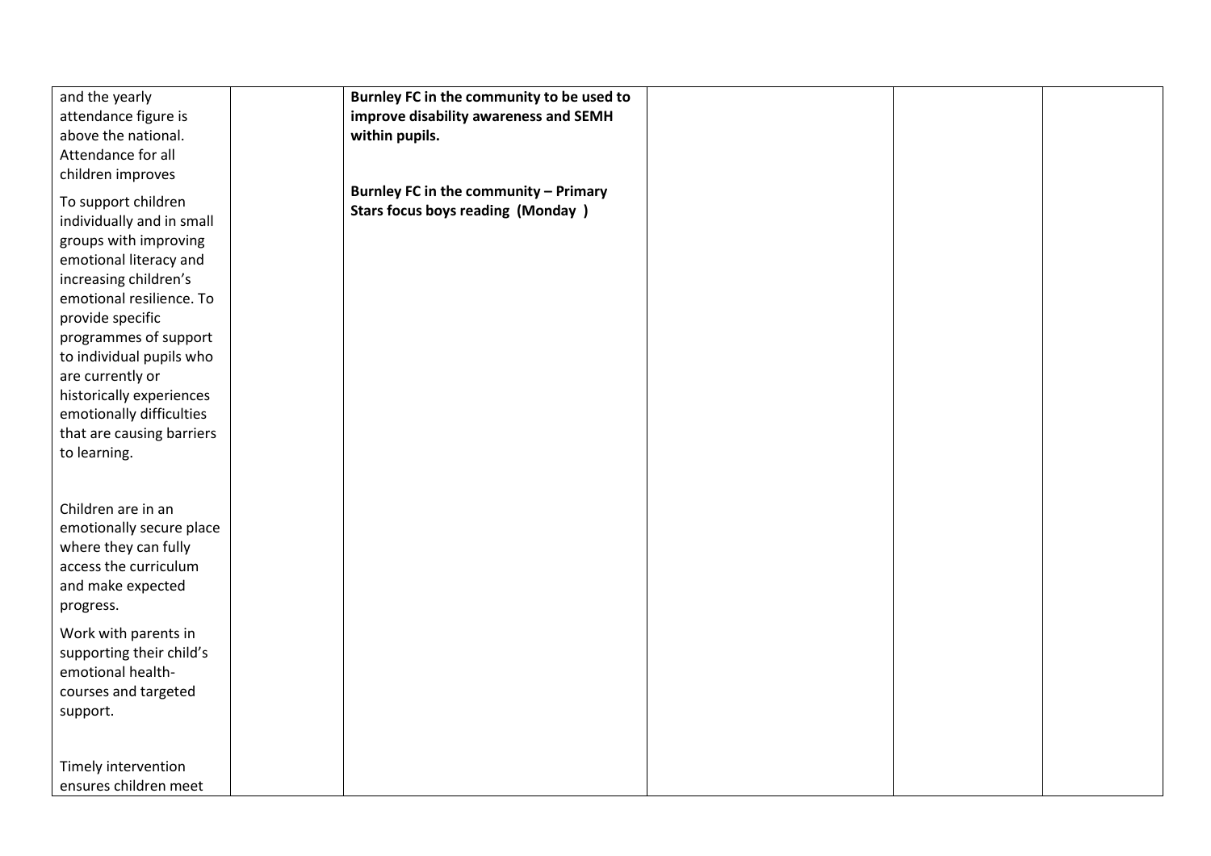| | | | | | |
|---|---|---|---|---|---|
| and the yearly attendance figure is above the national. Attendance for all children improves<br><br>To support children individually and in small groups with improving emotional literacy and increasing children's emotional resilience. To provide specific programmes of support to individual pupils who are currently or historically experiences emotionally difficulties that are causing barriers to learning.<br><br>Children are in an emotionally secure place where they can fully access the curriculum and make expected progress.<br><br>Work with parents in supporting their child's emotional health- courses and targeted support.<br><br>Timely intervention ensures children meet | | **Burnley FC in the community to be used to improve disability awareness and SEMH within pupils.**<br><br>**Burnley FC in the community – Primary Stars focus boys reading (Monday )** | | | |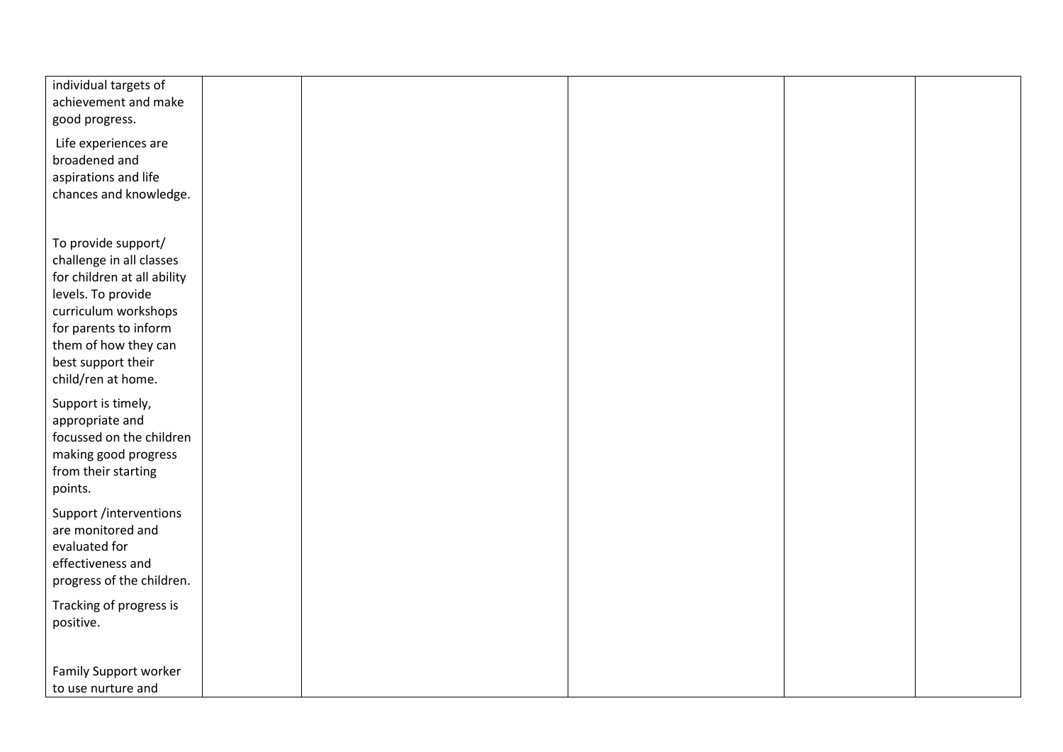| | | | | | |
|---|---|---|---|---|---|
| individual targets of achievement and make good progress.<br><br>Life experiences are broadened and aspirations and life chances and knowledge.<br><br>To provide support/ challenge in all classes for children at all ability levels. To provide curriculum workshops for parents to inform them of how they can best support their child/ren at home.<br><br>Support is timely, appropriate and focussed on the children making good progress from their starting points.<br><br>Support /interventions are monitored and evaluated for effectiveness and progress of the children.<br><br>Tracking of progress is positive.<br><br>Family Support worker to use nurture and | | | | | |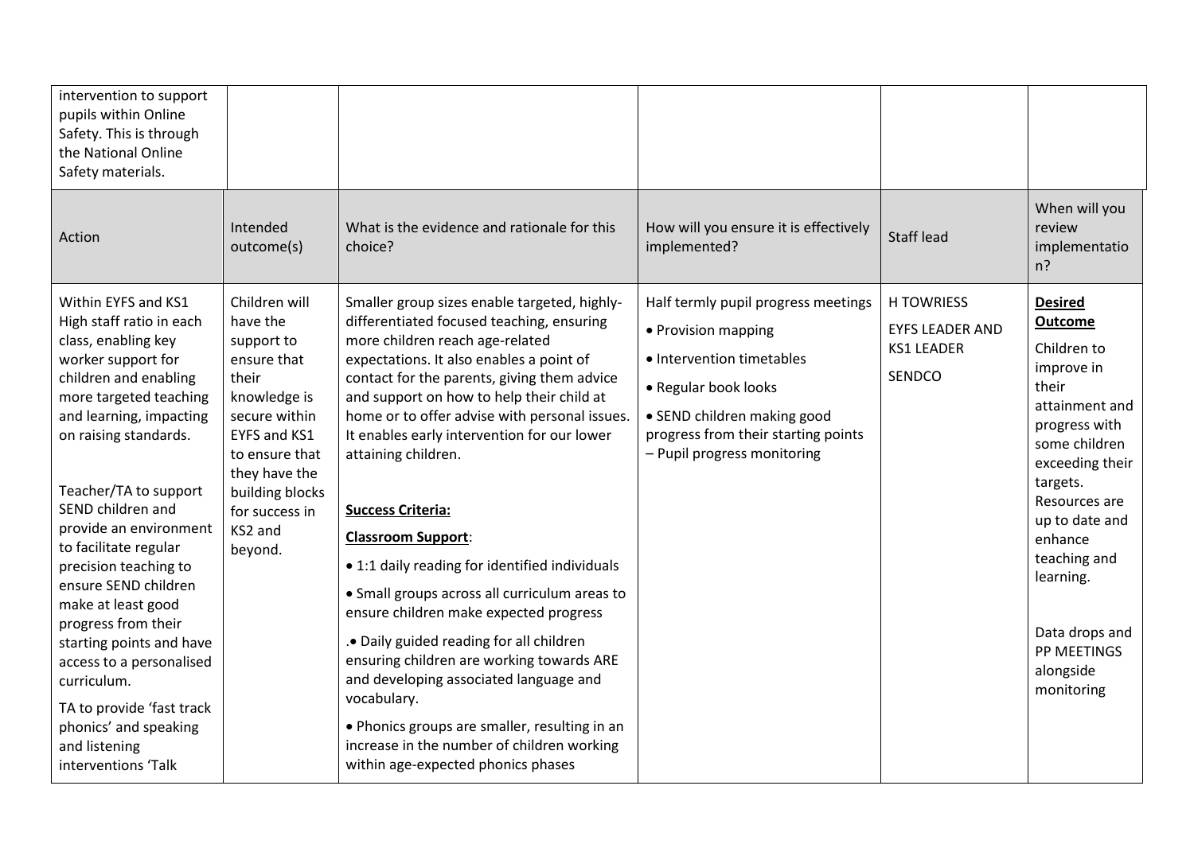| | | | | | |
|---|---|---|---|---|---|
| intervention to support pupils within Online Safety. This is through the National Online Safety materials. | | | | | |
| Action | Intended outcome(s) | What is the evidence and rationale for this choice? | How will you ensure it is effectively implemented? | Staff lead | When will you review implementation? |
| Within EYFS and KS1 High staff ratio in each class, enabling key worker support for children and enabling more targeted teaching and learning, impacting on raising standards.<br><br>Teacher/TA to support SEND children and provide an environment to facilitate regular precision teaching to ensure SEND children make at least good progress from their starting points and have access to a personalised curriculum.<br><br>TA to provide 'fast track phonics' and speaking and listening interventions 'Talk | Children will have the support to ensure that their knowledge is secure within EYFS and KS1 to ensure that they have the building blocks for success in KS2 and beyond. | Smaller group sizes enable targeted, highly-differentiated focused teaching, ensuring more children reach age-related expectations. It also enables a point of contact for the parents, giving them advice and support on how to help their child at home or to offer advise with personal issues. It enables early intervention for our lower attaining children.<br><br>**Success Criteria:**<br><br>**Classroom Support**:<br><br>• 1:1 daily reading for identified individuals<br><br>• Small groups across all curriculum areas to ensure children make expected progress<br><br>.• Daily guided reading for all children ensuring children are working towards ARE and developing associated language and vocabulary.<br><br>• Phonics groups are smaller, resulting in an increase in the number of children working within age-expected phonics phases | Half termly pupil progress meetings<br><br>• Provision mapping<br><br>• Intervention timetables<br><br>• Regular book looks<br><br>• SEND children making good progress from their starting points – Pupil progress monitoring | H TOWRIESS<br><br>EYFS LEADER AND KS1 LEADER<br><br>SENDCO | **Desired Outcome**<br><br>Children to improve in their attainment and progress with some children exceeding their targets. Resources are up to date and enhance teaching and learning.<br><br>Data drops and PP MEETINGS alongside monitoring |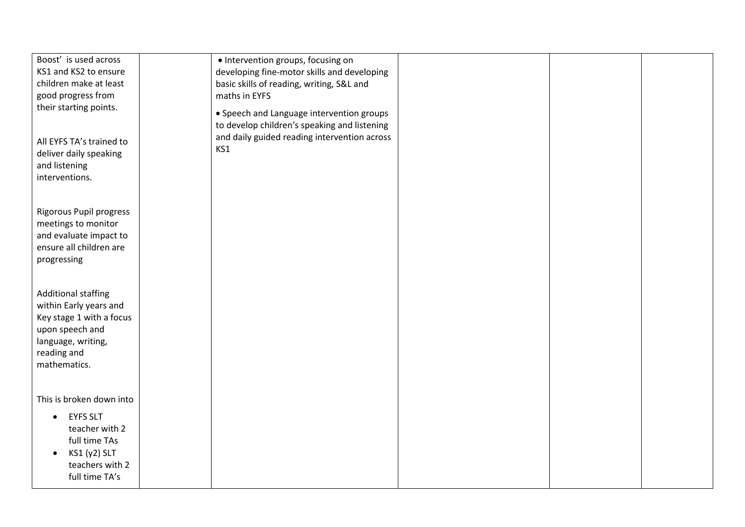| | | | | | |
|---|---|---|---|---|---|
| Boost' is used across KS1 and KS2 to ensure children make at least good progress from their starting points.<br><br>All EYFS TA's trained to deliver daily speaking and listening interventions.<br><br>Rigorous Pupil progress meetings to monitor and evaluate impact to ensure all children are progressing<br><br>Additional staffing within Early years and Key stage 1 with a focus upon speech and language, writing, reading and mathematics.<br><br>This is broken down into<br>• EYFS SLT teacher with 2 full time TAs<br>• KS1 (y2) SLT teachers with 2 full time TA's | | • Intervention groups, focusing on developing fine-motor skills and developing basic skills of reading, writing, S&L and maths in EYFS<br>• Speech and Language intervention groups to develop children's speaking and listening and daily guided reading intervention across KS1 | | | |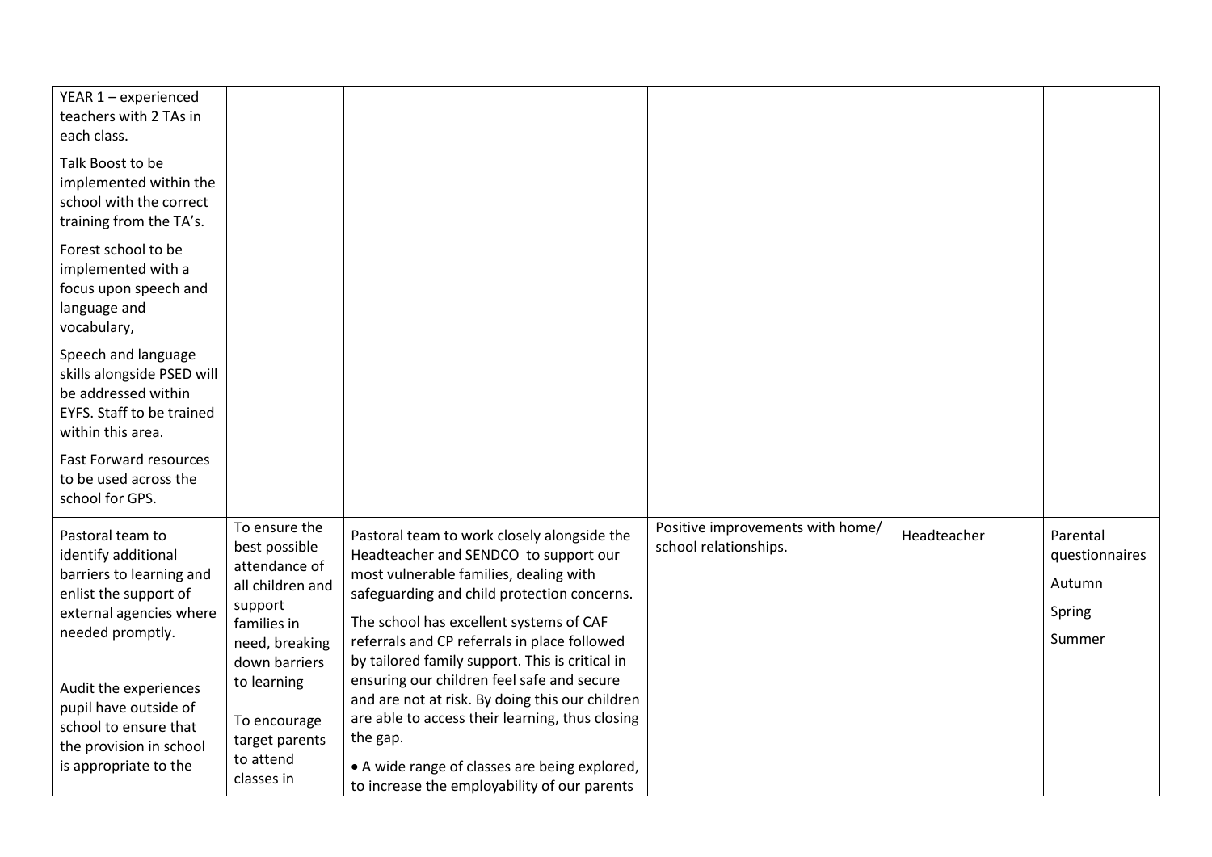| | | | | | |
|---|---|---|---|---|---|
| YEAR 1 – experienced teachers with 2 TAs in each class.<br><br>Talk Boost to be implemented within the school with the correct training from the TA's.<br><br>Forest school to be implemented with a focus upon speech and language and vocabulary,<br><br>Speech and language skills alongside PSED will be addressed within EYFS. Staff to be trained within this area.<br><br>Fast Forward resources to be used across the school for GPS. | | | | | |
| Pastoral team to identify additional barriers to learning and enlist the support of external agencies where needed promptly.<br><br>Audit the experiences pupil have outside of school to ensure that the provision in school is appropriate to the | To ensure the best possible attendance of all children and support families in need, breaking down barriers to learning<br><br>To encourage target parents to attend classes in | Pastoral team to work closely alongside the Headteacher and SENDCO to support our most vulnerable families, dealing with safeguarding and child protection concerns.<br><br>The school has excellent systems of CAF referrals and CP referrals in place followed by tailored family support. This is critical in ensuring our children feel safe and secure and are not at risk. By doing this our children are able to access their learning, thus closing the gap.<br><br>• A wide range of classes are being explored, to increase the employability of our parents | Positive improvements with home/ school relationships. | Headteacher | Parental questionnaires<br><br>Autumn<br><br>Spring<br><br>Summer |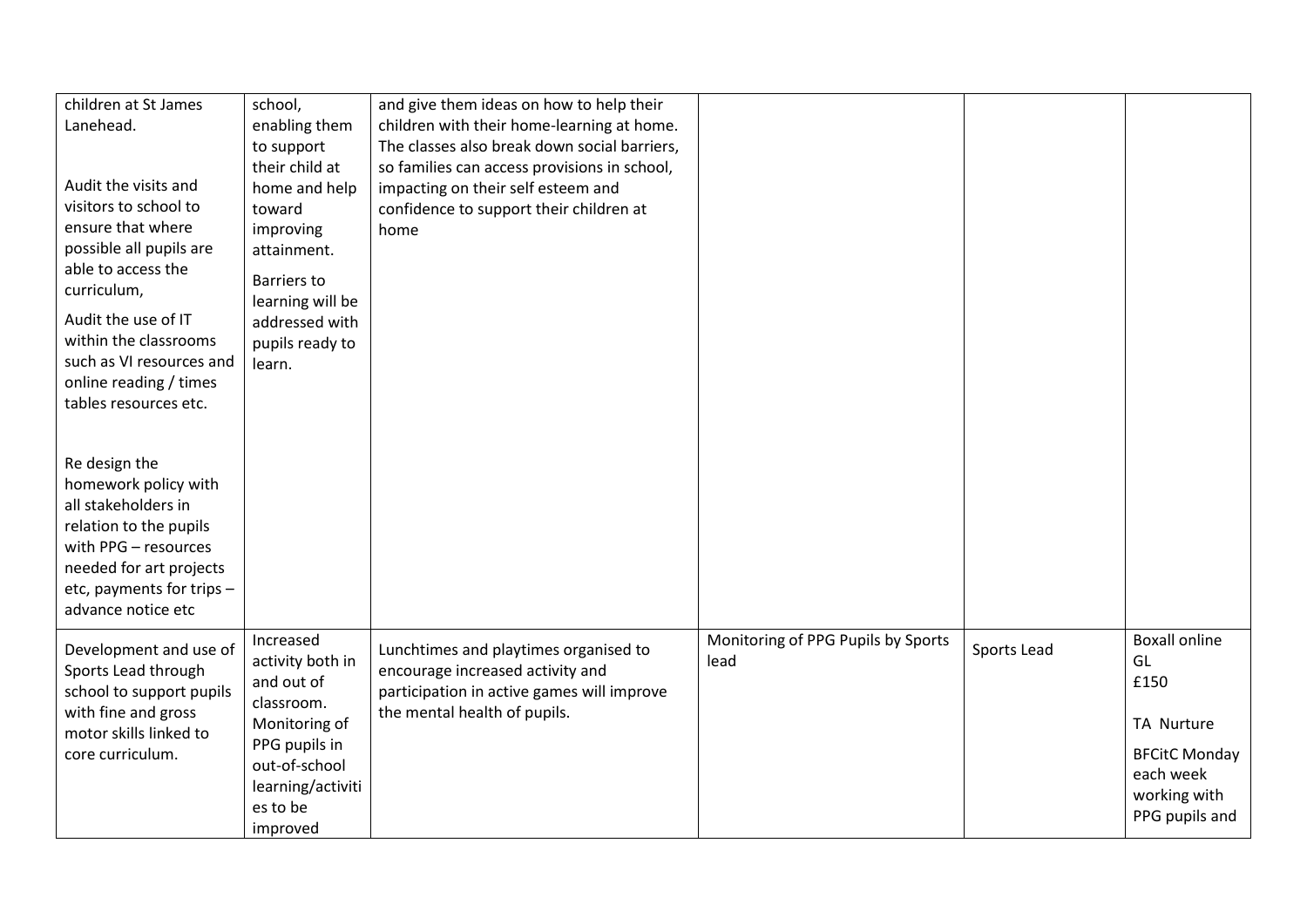| | | | | | |
|---|---|---|---|---|---|
| children at St James Lanehead.<br><br>Audit the visits and visitors to school to ensure that where possible all pupils are able to access the curriculum,<br><br>Audit the use of IT within the classrooms such as VI resources and online reading / times tables resources etc.<br><br>Re design the homework policy with all stakeholders in relation to the pupils with PPG – resources needed for art projects etc, payments for trips – advance notice etc | school, enabling them to support their child at home and help toward improving attainment.<br><br>Barriers to learning will be addressed with pupils ready to learn. | and give them ideas on how to help their children with their home-learning at home. The classes also break down social barriers, so families can access provisions in school, impacting on their self esteem and confidence to support their children at home | | | |
| Development and use of Sports Lead through school to support pupils with fine and gross motor skills linked to core curriculum. | Increased activity both in and out of classroom. Monitoring of PPG pupils in out-of-school learning/activities to be improved | Lunchtimes and playtimes organised to encourage increased activity and participation in active games will improve the mental health of pupils. | Monitoring of PPG Pupils by Sports lead | Sports Lead | Boxall online GL<br>£150<br><br>TA Nurture<br><br>BFCitC Monday each week working with PPG pupils and |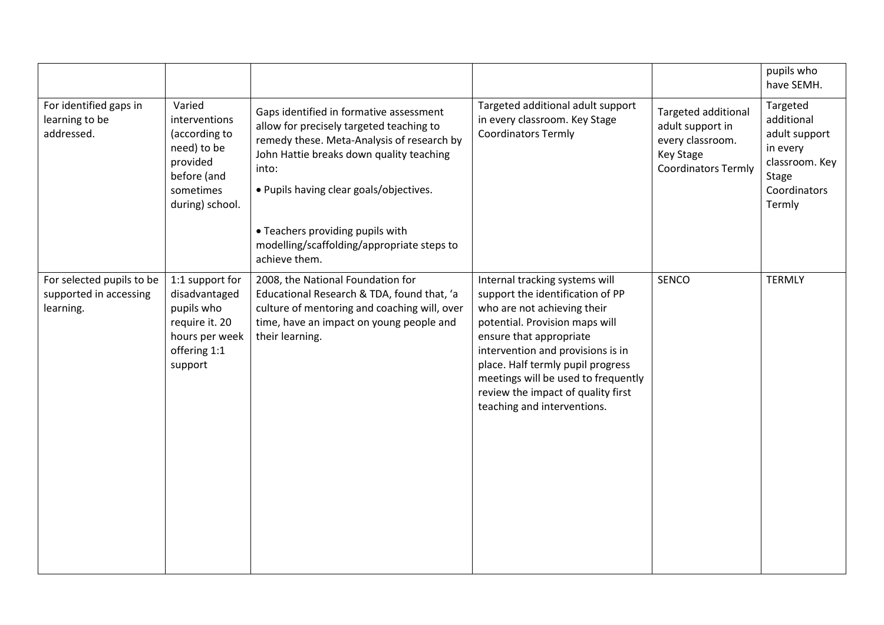| | | | | | |
|---|---|---|---|---|---|
| | | | | | pupils who have SEMH. |
| For identified gaps in learning to be addressed. | Varied interventions (according to need) to be provided before (and sometimes during) school. | Gaps identified in formative assessment allow for precisely targeted teaching to remedy these. Meta-Analysis of research by John Hattie breaks down quality teaching into:<br><br>• Pupils having clear goals/objectives.<br><br>• Teachers providing pupils with modelling/scaffolding/appropriate steps to achieve them. | Targeted additional adult support in every classroom. Key Stage Coordinators Termly | Targeted additional adult support in every classroom. Key Stage Coordinators Termly | Targeted additional adult support in every classroom. Key Stage Coordinators Termly |
| For selected pupils to be supported in accessing learning. | 1:1 support for disadvantaged pupils who require it. 20 hours per week offering 1:1 support | 2008, the National Foundation for Educational Research & TDA, found that, 'a culture of mentoring and coaching will, over time, have an impact on young people and their learning. | Internal tracking systems will support the identification of PP who are not achieving their potential. Provision maps will ensure that appropriate intervention and provisions is in place. Half termly pupil progress meetings will be used to frequently review the impact of quality first teaching and interventions. | SENCO | TERMLY |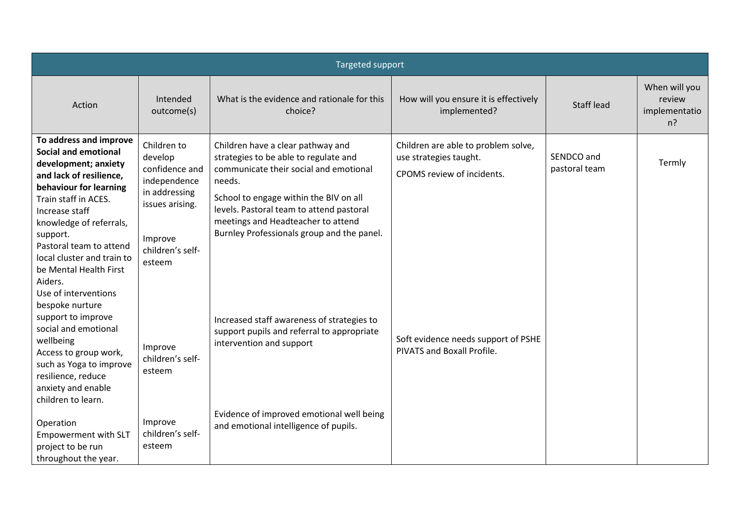| Targeted support | | | | | |
|---|---|---|---|---|---|
| Action | Intended outcome(s) | What is the evidence and rationale for this choice? | How will you ensure it is effectively implemented? | Staff lead | When will you review implementation? |
| **To address and improve Social and emotional development; anxiety and lack of resilience, behaviour for learning** Train staff in ACES. Increase staff knowledge of referrals, support. Pastoral team to attend local cluster and train to be Mental Health First Aiders. | Children to develop confidence and independence in addressing issues arising. Improve children's self-esteem | Children have a clear pathway and strategies to be able to regulate and communicate their social and emotional needs. School to engage within the BIV on all levels. Pastoral team to attend pastoral meetings and Headteacher to attend Burnley Professionals group and the panel. | Children are able to problem solve, use strategies taught. CPOMS review of incidents. | SENDCO and pastoral team | Termly |
| Use of interventions bespoke nurture support to improve social and emotional wellbeing. Access to group work, such as Yoga to improve resilience, reduce anxiety and enable children to learn. | Improve children's self-esteem | Increased staff awareness of strategies to support pupils and referral to appropriate intervention and support | Soft evidence needs support of PSHE PIVATS and Boxall Profile. | | |
| Operation Empowerment with SLT project to be run throughout the year. | Improve children's self-esteem | Evidence of improved emotional well being and emotional intelligence of pupils. | | | |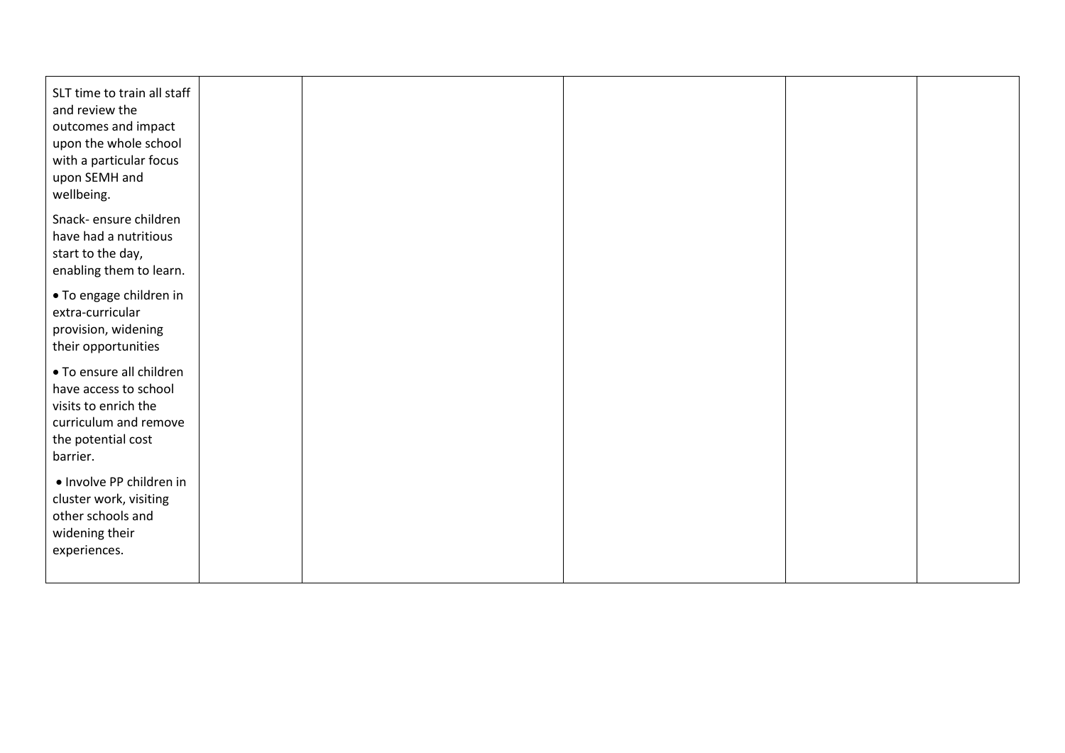| | | | | | |
|---|---|---|---|---|---|
| SLT time to train all staff and review the outcomes and impact upon the whole school with a particular focus upon SEMH and wellbeing.<br><br>Snack- ensure children have had a nutritious start to the day, enabling them to learn.<br><br>• To engage children in extra-curricular provision, widening their opportunities<br><br>• To ensure all children have access to school visits to enrich the curriculum and remove the potential cost barrier.<br><br>• Involve PP children in cluster work, visiting other schools and widening their experiences. | | | | | |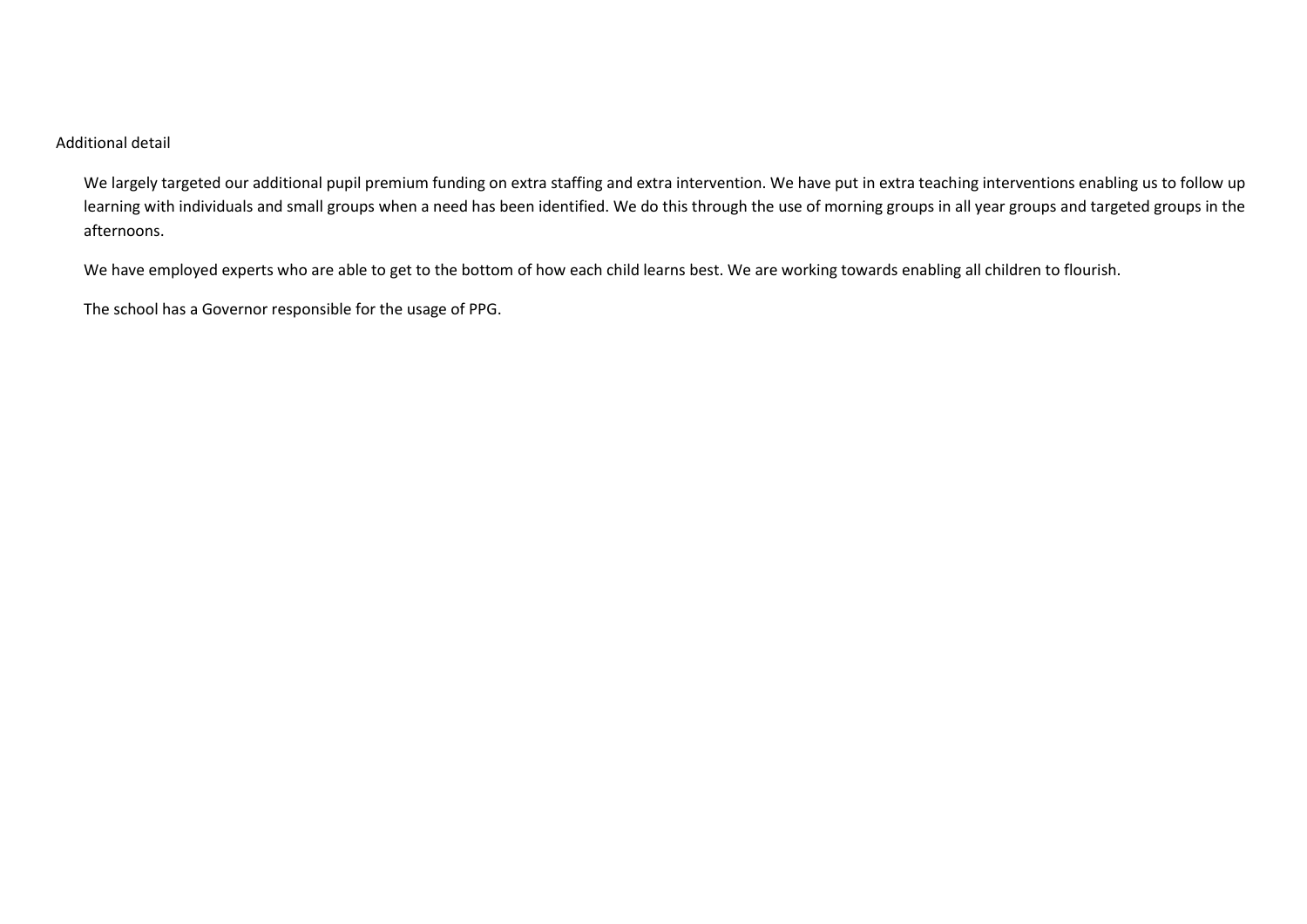## Additional detail

We largely targeted our additional pupil premium funding on extra staffing and extra intervention. We have put in extra teaching interventions enabling us to follow up learning with individuals and small groups when a need has been identified. We do this through the use of morning groups in all year groups and targeted groups in the afternoons.

We have employed experts who are able to get to the bottom of how each child learns best. We are working towards enabling all children to flourish.

The school has a Governor responsible for the usage of PPG.